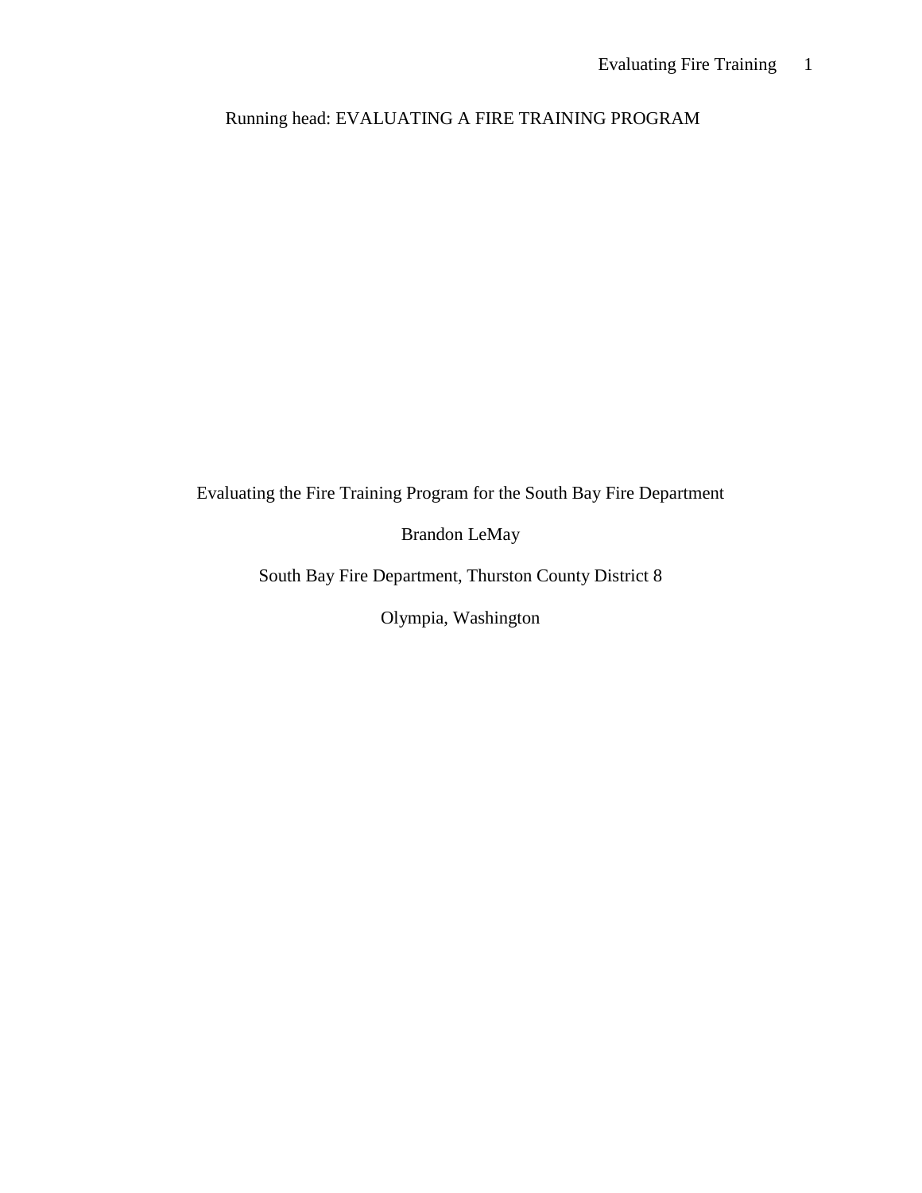Running head: EVALUATING A FIRE TRAINING PROGRAM

Evaluating the Fire Training Program for the South Bay Fire Department

Brandon LeMay

South Bay Fire Department, Thurston County District 8

Olympia, Washington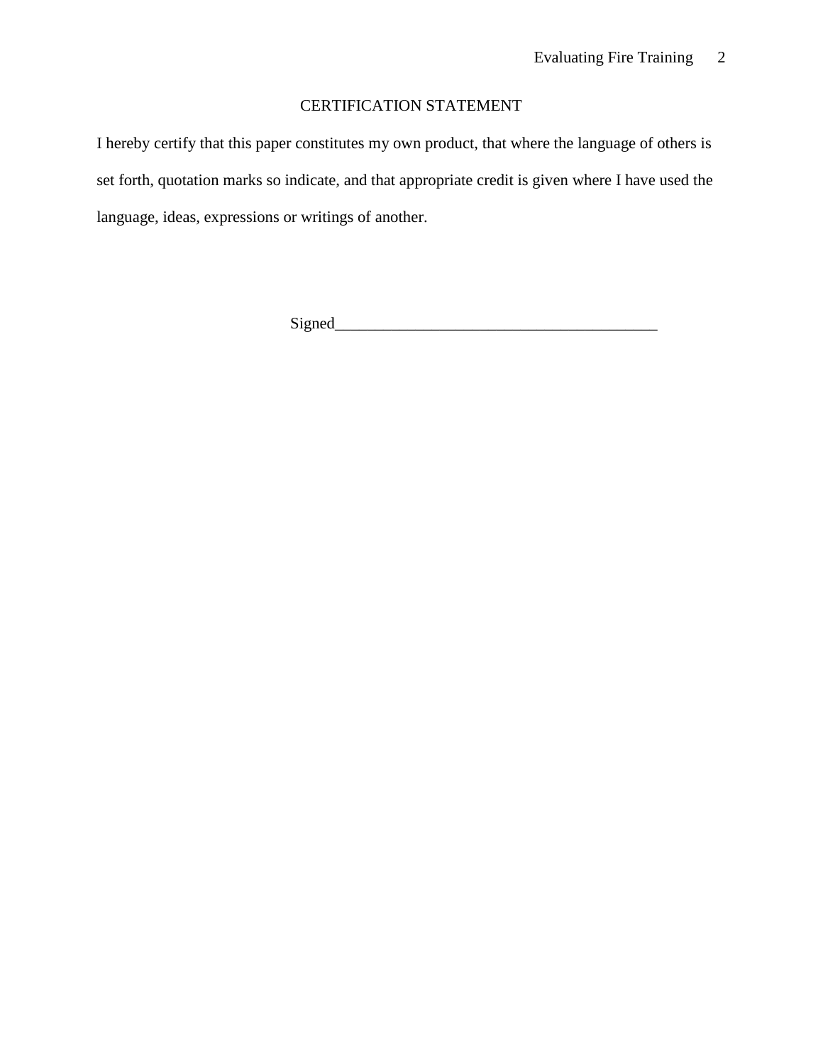## CERTIFICATION STATEMENT

I hereby certify that this paper constitutes my own product, that where the language of others is set forth, quotation marks so indicate, and that appropriate credit is given where I have used the language, ideas, expressions or writings of another.

Signed_________________________________________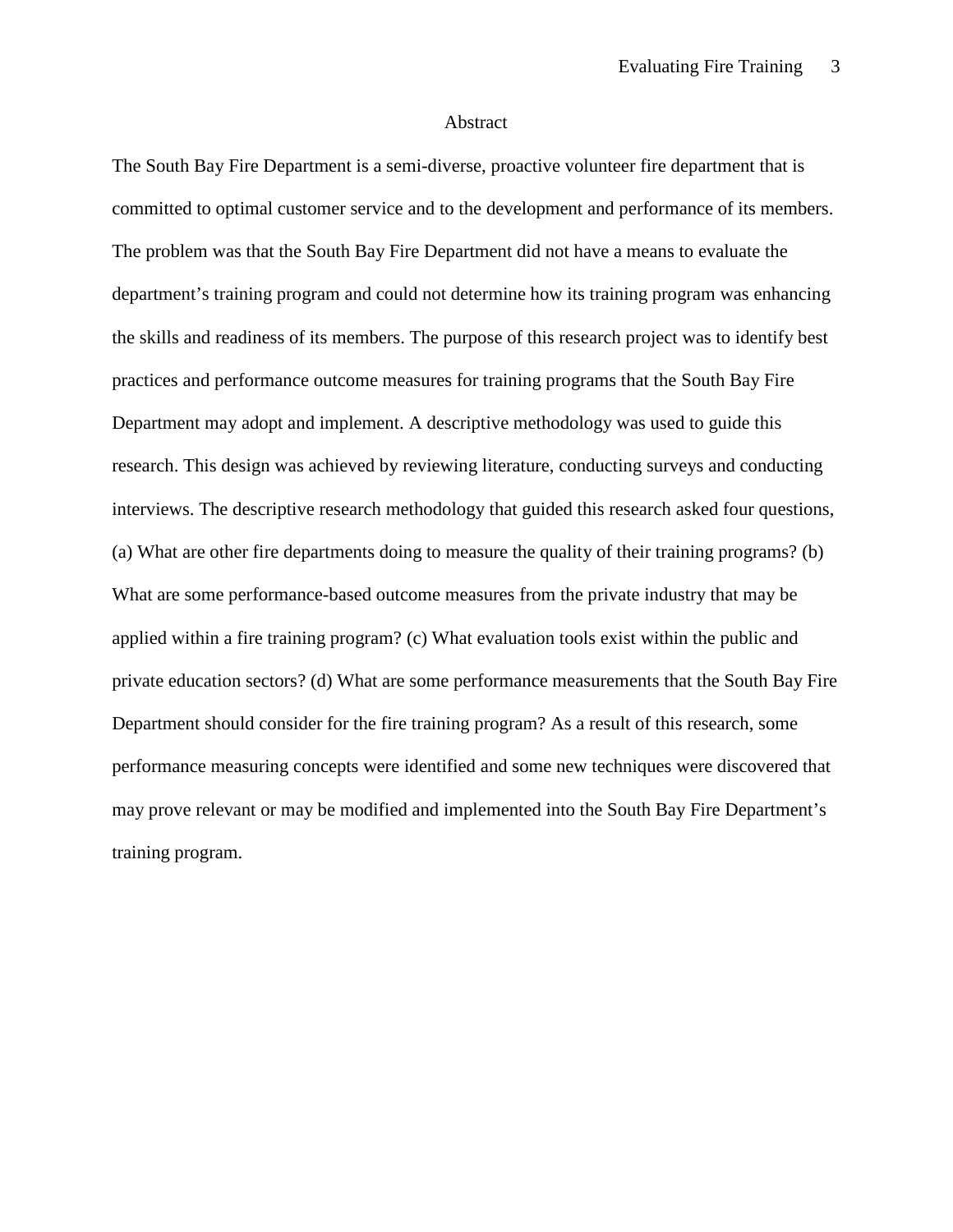# Abstract

The South Bay Fire Department is a semi-diverse, proactive volunteer fire department that is committed to optimal customer service and to the development and performance of its members. The problem was that the South Bay Fire Department did not have a means to evaluate the department's training program and could not determine how its training program was enhancing the skills and readiness of its members. The purpose of this research project was to identify best practices and performance outcome measures for training programs that the South Bay Fire Department may adopt and implement. A descriptive methodology was used to guide this research. This design was achieved by reviewing literature, conducting surveys and conducting interviews. The descriptive research methodology that guided this research asked four questions, (a) What are other fire departments doing to measure the quality of their training programs? (b) What are some performance-based outcome measures from the private industry that may be applied within a fire training program? (c) What evaluation tools exist within the public and private education sectors? (d) What are some performance measurements that the South Bay Fire Department should consider for the fire training program? As a result of this research, some performance measuring concepts were identified and some new techniques were discovered that may prove relevant or may be modified and implemented into the South Bay Fire Department's training program.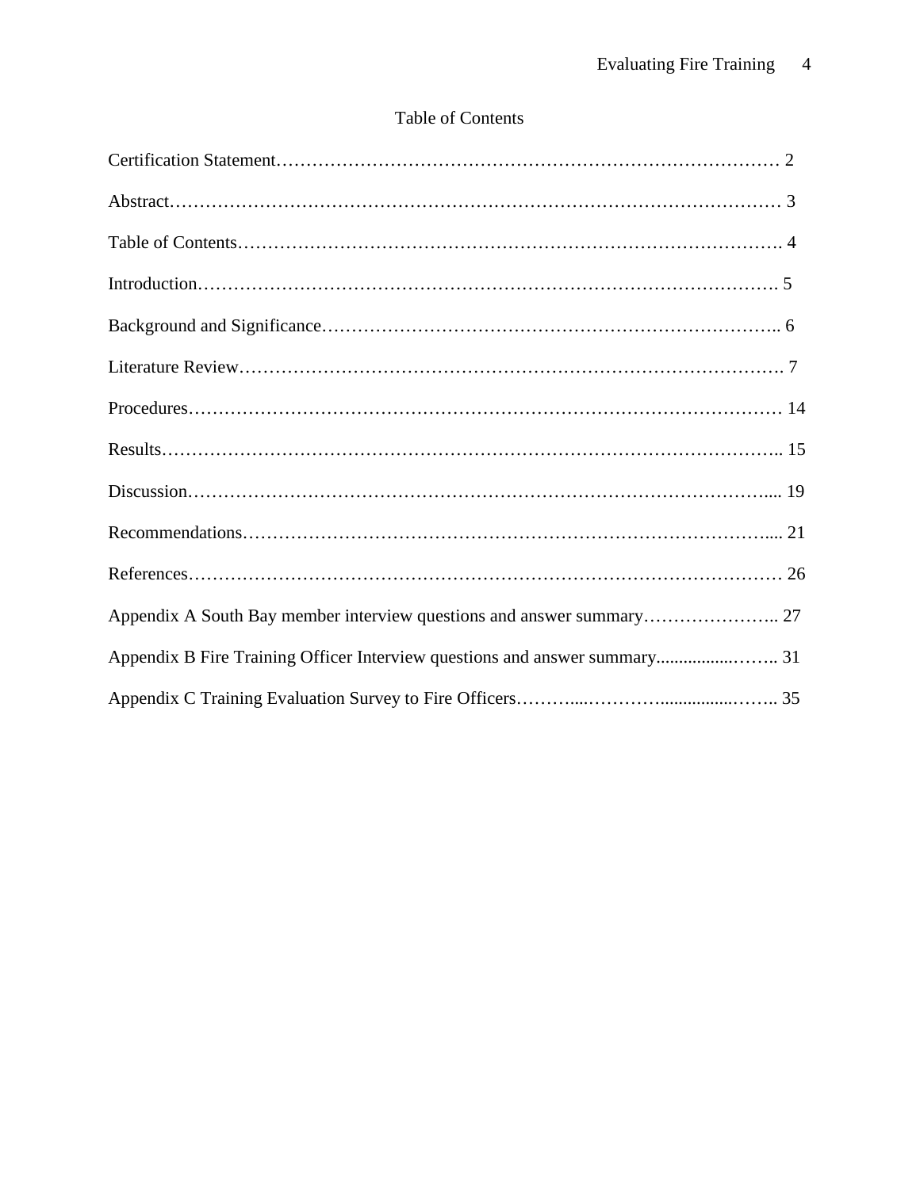# Table of Contents

Certification Statement……………………………………………………………………………… 2

Abstract……………………………………………………………………………………………… 3

Table of Contents……………………………………………………………………………………. 4

Introduction…………………………………………………………………………………………. 5

Background and Significance……………………………………………………………………….. 6

Literature Review……………………………………………………………………………………. 7

Procedures…………………………………………………………………………………………… 14

Results……………………………………………………………………………………………….. 15

Discussion………………………………………………………………………………………….... 19

Recommendations………………………………………………………………………………….... 21

References…………………………………………………………………………………………… 26

Appendix A South Bay member interview questions and answer summary………………….. 27

Appendix B Fire Training Officer Interview questions and answer summary.................…….. 31

Appendix C Training Evaluation Survey to Fire Officers………....…………................…….. 35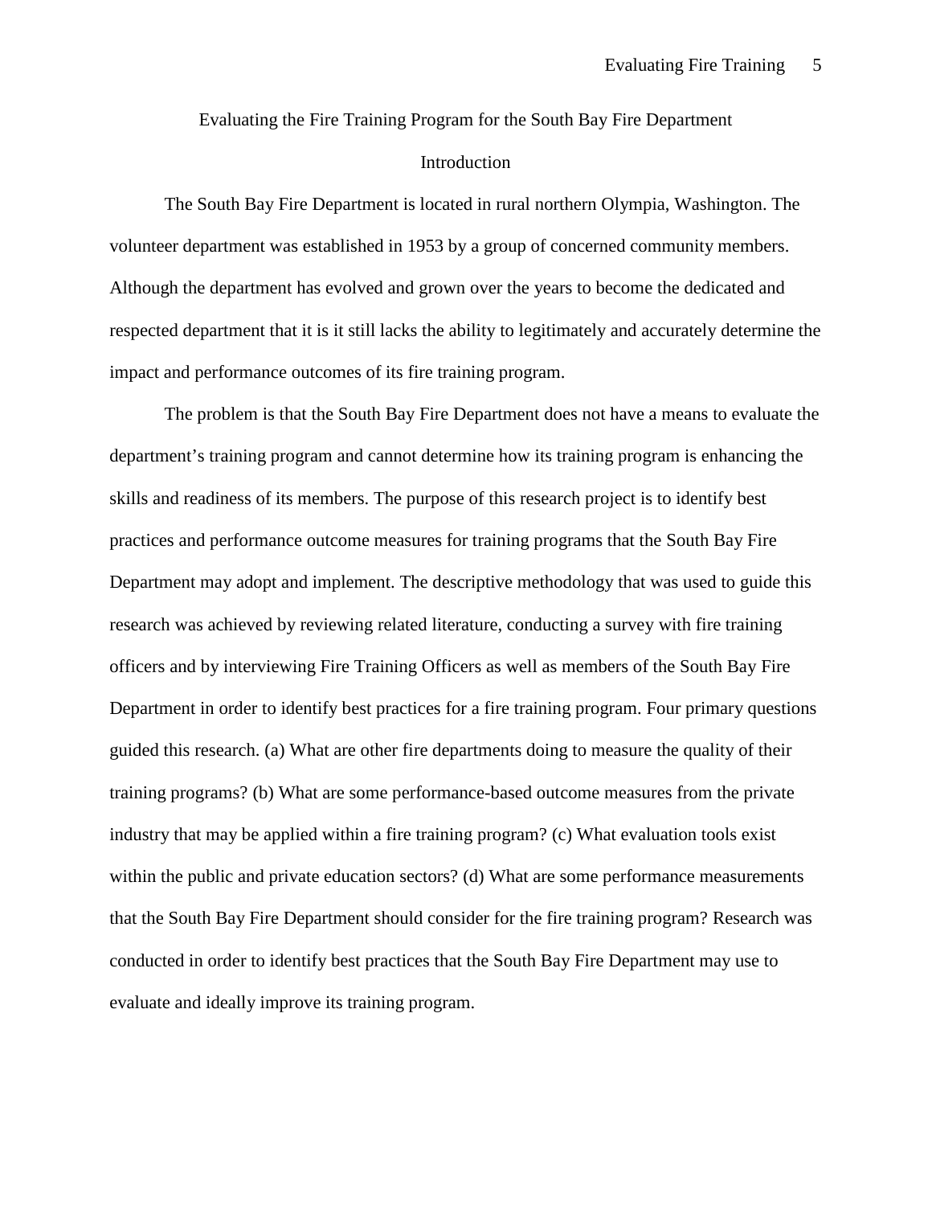# Evaluating the Fire Training Program for the South Bay Fire Department

## Introduction

The South Bay Fire Department is located in rural northern Olympia, Washington. The volunteer department was established in 1953 by a group of concerned community members. Although the department has evolved and grown over the years to become the dedicated and respected department that it is it still lacks the ability to legitimately and accurately determine the impact and performance outcomes of its fire training program.

The problem is that the South Bay Fire Department does not have a means to evaluate the department's training program and cannot determine how its training program is enhancing the skills and readiness of its members. The purpose of this research project is to identify best practices and performance outcome measures for training programs that the South Bay Fire Department may adopt and implement. The descriptive methodology that was used to guide this research was achieved by reviewing related literature, conducting a survey with fire training officers and by interviewing Fire Training Officers as well as members of the South Bay Fire Department in order to identify best practices for a fire training program. Four primary questions guided this research. (a) What are other fire departments doing to measure the quality of their training programs? (b) What are some performance-based outcome measures from the private industry that may be applied within a fire training program? (c) What evaluation tools exist within the public and private education sectors? (d) What are some performance measurements that the South Bay Fire Department should consider for the fire training program? Research was conducted in order to identify best practices that the South Bay Fire Department may use to evaluate and ideally improve its training program.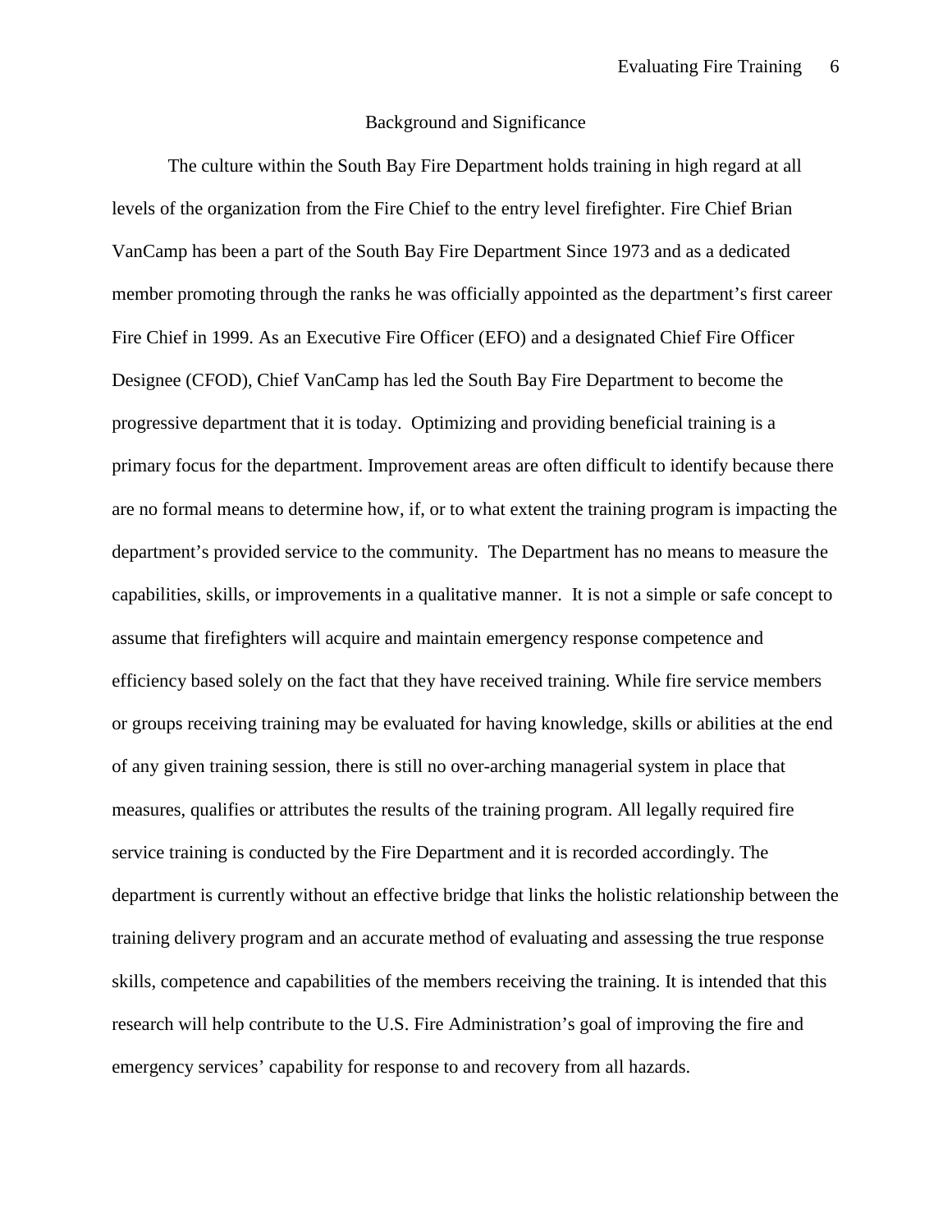## Background and Significance

The culture within the South Bay Fire Department holds training in high regard at all levels of the organization from the Fire Chief to the entry level firefighter. Fire Chief Brian VanCamp has been a part of the South Bay Fire Department Since 1973 and as a dedicated member promoting through the ranks he was officially appointed as the department's first career Fire Chief in 1999. As an Executive Fire Officer (EFO) and a designated Chief Fire Officer Designee (CFOD), Chief VanCamp has led the South Bay Fire Department to become the progressive department that it is today. Optimizing and providing beneficial training is a primary focus for the department. Improvement areas are often difficult to identify because there are no formal means to determine how, if, or to what extent the training program is impacting the department's provided service to the community. The Department has no means to measure the capabilities, skills, or improvements in a qualitative manner. It is not a simple or safe concept to assume that firefighters will acquire and maintain emergency response competence and efficiency based solely on the fact that they have received training. While fire service members or groups receiving training may be evaluated for having knowledge, skills or abilities at the end of any given training session, there is still no over-arching managerial system in place that measures, qualifies or attributes the results of the training program. All legally required fire service training is conducted by the Fire Department and it is recorded accordingly. The department is currently without an effective bridge that links the holistic relationship between the training delivery program and an accurate method of evaluating and assessing the true response skills, competence and capabilities of the members receiving the training. It is intended that this research will help contribute to the U.S. Fire Administration's goal of improving the fire and emergency services' capability for response to and recovery from all hazards.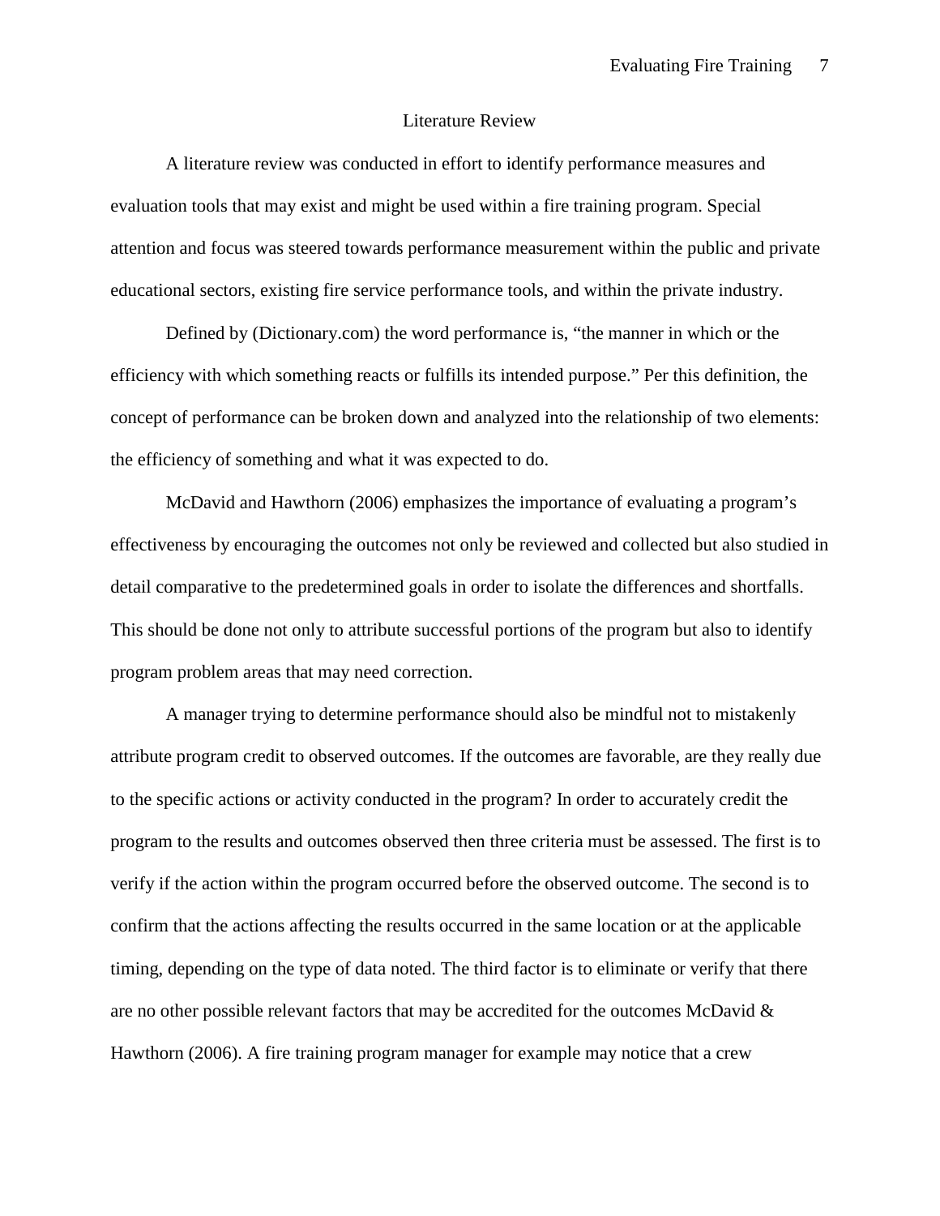## Literature Review

A literature review was conducted in effort to identify performance measures and evaluation tools that may exist and might be used within a fire training program. Special attention and focus was steered towards performance measurement within the public and private educational sectors, existing fire service performance tools, and within the private industry.

Defined by (Dictionary.com) the word performance is, "the manner in which or the efficiency with which something reacts or fulfills its intended purpose." Per this definition, the concept of performance can be broken down and analyzed into the relationship of two elements: the efficiency of something and what it was expected to do.

McDavid and Hawthorn (2006) emphasizes the importance of evaluating a program's effectiveness by encouraging the outcomes not only be reviewed and collected but also studied in detail comparative to the predetermined goals in order to isolate the differences and shortfalls. This should be done not only to attribute successful portions of the program but also to identify program problem areas that may need correction.

A manager trying to determine performance should also be mindful not to mistakenly attribute program credit to observed outcomes. If the outcomes are favorable, are they really due to the specific actions or activity conducted in the program? In order to accurately credit the program to the results and outcomes observed then three criteria must be assessed. The first is to verify if the action within the program occurred before the observed outcome. The second is to confirm that the actions affecting the results occurred in the same location or at the applicable timing, depending on the type of data noted. The third factor is to eliminate or verify that there are no other possible relevant factors that may be accredited for the outcomes McDavid & Hawthorn (2006). A fire training program manager for example may notice that a crew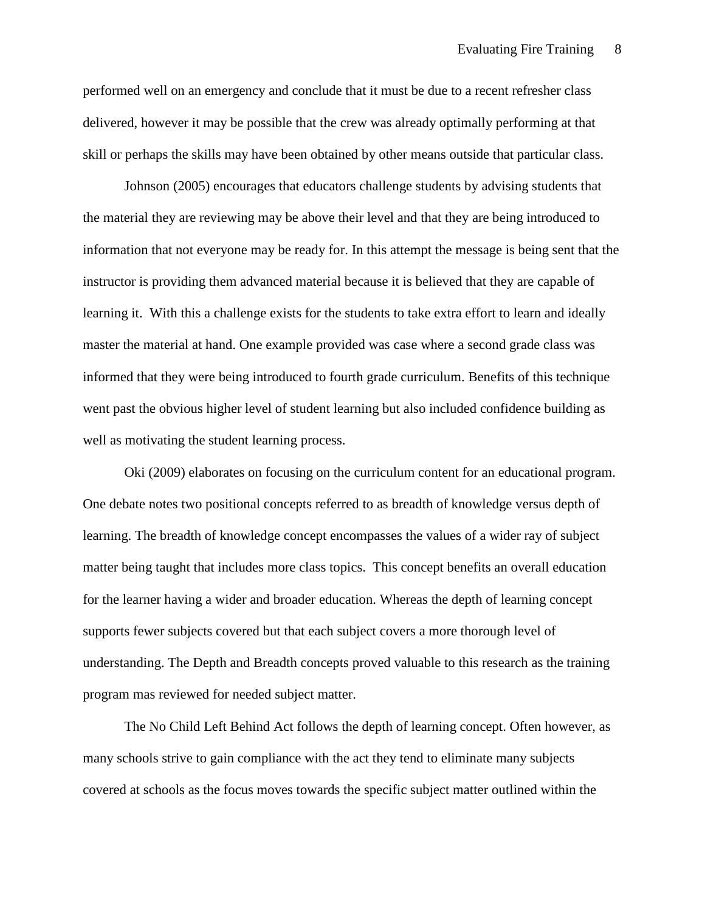performed well on an emergency and conclude that it must be due to a recent refresher class delivered, however it may be possible that the crew was already optimally performing at that skill or perhaps the skills may have been obtained by other means outside that particular class.

Johnson (2005) encourages that educators challenge students by advising students that the material they are reviewing may be above their level and that they are being introduced to information that not everyone may be ready for. In this attempt the message is being sent that the instructor is providing them advanced material because it is believed that they are capable of learning it. With this a challenge exists for the students to take extra effort to learn and ideally master the material at hand. One example provided was case where a second grade class was informed that they were being introduced to fourth grade curriculum. Benefits of this technique went past the obvious higher level of student learning but also included confidence building as well as motivating the student learning process.

Oki (2009) elaborates on focusing on the curriculum content for an educational program. One debate notes two positional concepts referred to as breadth of knowledge versus depth of learning. The breadth of knowledge concept encompasses the values of a wider ray of subject matter being taught that includes more class topics. This concept benefits an overall education for the learner having a wider and broader education. Whereas the depth of learning concept supports fewer subjects covered but that each subject covers a more thorough level of understanding. The Depth and Breadth concepts proved valuable to this research as the training program mas reviewed for needed subject matter.

The No Child Left Behind Act follows the depth of learning concept. Often however, as many schools strive to gain compliance with the act they tend to eliminate many subjects covered at schools as the focus moves towards the specific subject matter outlined within the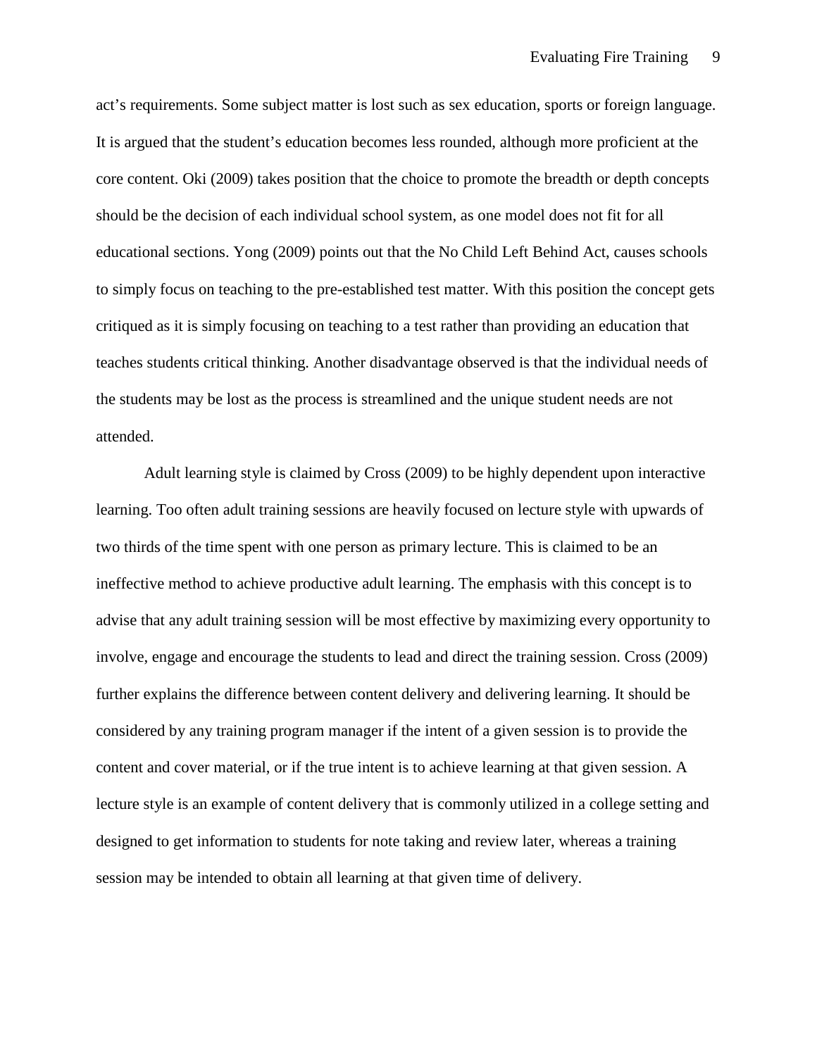act's requirements. Some subject matter is lost such as sex education, sports or foreign language. It is argued that the student's education becomes less rounded, although more proficient at the core content. Oki (2009) takes position that the choice to promote the breadth or depth concepts should be the decision of each individual school system, as one model does not fit for all educational sections. Yong (2009) points out that the No Child Left Behind Act, causes schools to simply focus on teaching to the pre-established test matter. With this position the concept gets critiqued as it is simply focusing on teaching to a test rather than providing an education that teaches students critical thinking. Another disadvantage observed is that the individual needs of the students may be lost as the process is streamlined and the unique student needs are not attended.

Adult learning style is claimed by Cross (2009) to be highly dependent upon interactive learning. Too often adult training sessions are heavily focused on lecture style with upwards of two thirds of the time spent with one person as primary lecture. This is claimed to be an ineffective method to achieve productive adult learning. The emphasis with this concept is to advise that any adult training session will be most effective by maximizing every opportunity to involve, engage and encourage the students to lead and direct the training session. Cross (2009) further explains the difference between content delivery and delivering learning. It should be considered by any training program manager if the intent of a given session is to provide the content and cover material, or if the true intent is to achieve learning at that given session. A lecture style is an example of content delivery that is commonly utilized in a college setting and designed to get information to students for note taking and review later, whereas a training session may be intended to obtain all learning at that given time of delivery.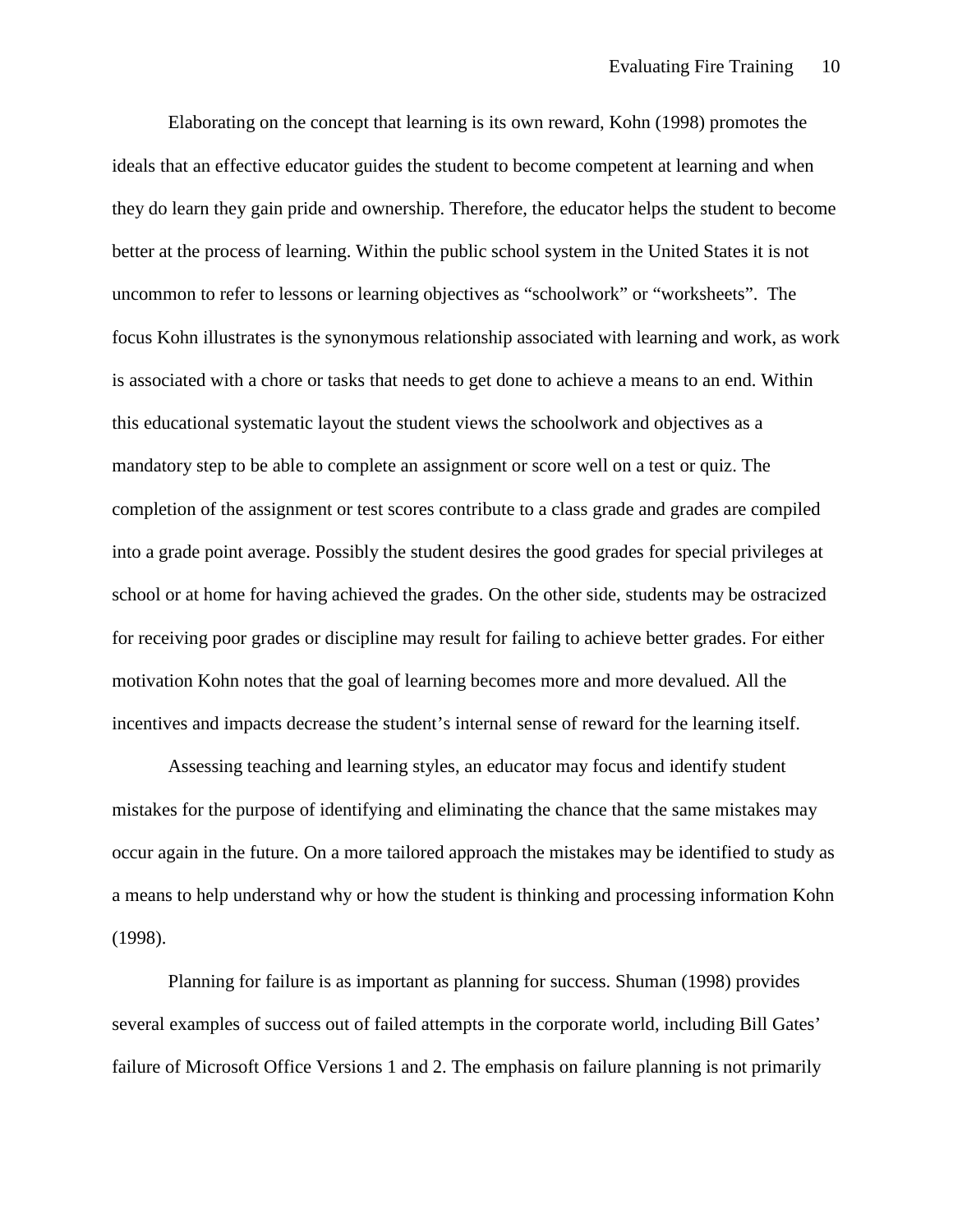Elaborating on the concept that learning is its own reward, Kohn (1998) promotes the ideals that an effective educator guides the student to become competent at learning and when they do learn they gain pride and ownership. Therefore, the educator helps the student to become better at the process of learning. Within the public school system in the United States it is not uncommon to refer to lessons or learning objectives as "schoolwork" or "worksheets". The focus Kohn illustrates is the synonymous relationship associated with learning and work, as work is associated with a chore or tasks that needs to get done to achieve a means to an end. Within this educational systematic layout the student views the schoolwork and objectives as a mandatory step to be able to complete an assignment or score well on a test or quiz. The completion of the assignment or test scores contribute to a class grade and grades are compiled into a grade point average. Possibly the student desires the good grades for special privileges at school or at home for having achieved the grades. On the other side, students may be ostracized for receiving poor grades or discipline may result for failing to achieve better grades. For either motivation Kohn notes that the goal of learning becomes more and more devalued. All the incentives and impacts decrease the student's internal sense of reward for the learning itself.

Assessing teaching and learning styles, an educator may focus and identify student mistakes for the purpose of identifying and eliminating the chance that the same mistakes may occur again in the future. On a more tailored approach the mistakes may be identified to study as a means to help understand why or how the student is thinking and processing information Kohn (1998).

Planning for failure is as important as planning for success. Shuman (1998) provides several examples of success out of failed attempts in the corporate world, including Bill Gates' failure of Microsoft Office Versions 1 and 2. The emphasis on failure planning is not primarily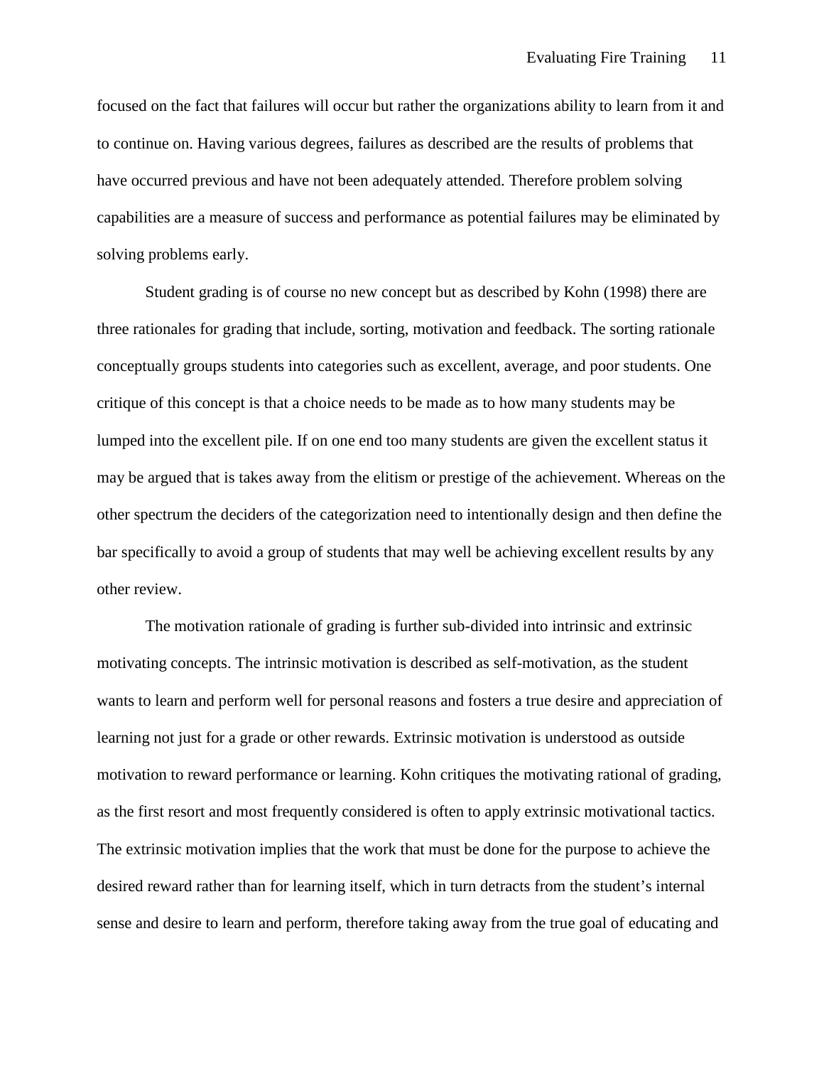focused on the fact that failures will occur but rather the organizations ability to learn from it and to continue on. Having various degrees, failures as described are the results of problems that have occurred previous and have not been adequately attended. Therefore problem solving capabilities are a measure of success and performance as potential failures may be eliminated by solving problems early.

Student grading is of course no new concept but as described by Kohn (1998) there are three rationales for grading that include, sorting, motivation and feedback. The sorting rationale conceptually groups students into categories such as excellent, average, and poor students. One critique of this concept is that a choice needs to be made as to how many students may be lumped into the excellent pile. If on one end too many students are given the excellent status it may be argued that is takes away from the elitism or prestige of the achievement. Whereas on the other spectrum the deciders of the categorization need to intentionally design and then define the bar specifically to avoid a group of students that may well be achieving excellent results by any other review.

The motivation rationale of grading is further sub-divided into intrinsic and extrinsic motivating concepts. The intrinsic motivation is described as self-motivation, as the student wants to learn and perform well for personal reasons and fosters a true desire and appreciation of learning not just for a grade or other rewards. Extrinsic motivation is understood as outside motivation to reward performance or learning. Kohn critiques the motivating rational of grading, as the first resort and most frequently considered is often to apply extrinsic motivational tactics. The extrinsic motivation implies that the work that must be done for the purpose to achieve the desired reward rather than for learning itself, which in turn detracts from the student's internal sense and desire to learn and perform, therefore taking away from the true goal of educating and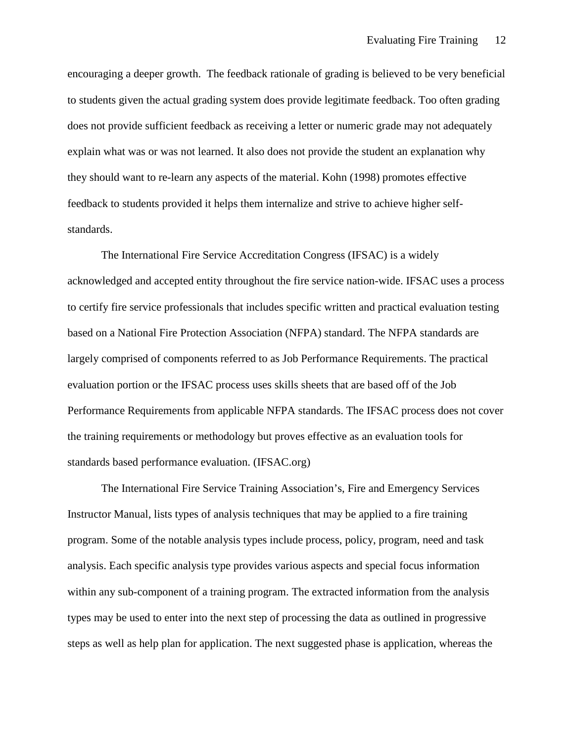encouraging a deeper growth. The feedback rationale of grading is believed to be very beneficial to students given the actual grading system does provide legitimate feedback. Too often grading does not provide sufficient feedback as receiving a letter or numeric grade may not adequately explain what was or was not learned. It also does not provide the student an explanation why they should want to re-learn any aspects of the material. Kohn (1998) promotes effective feedback to students provided it helps them internalize and strive to achieve higher self-standards.

The International Fire Service Accreditation Congress (IFSAC) is a widely acknowledged and accepted entity throughout the fire service nation-wide. IFSAC uses a process to certify fire service professionals that includes specific written and practical evaluation testing based on a National Fire Protection Association (NFPA) standard. The NFPA standards are largely comprised of components referred to as Job Performance Requirements. The practical evaluation portion or the IFSAC process uses skills sheets that are based off of the Job Performance Requirements from applicable NFPA standards. The IFSAC process does not cover the training requirements or methodology but proves effective as an evaluation tools for standards based performance evaluation. (IFSAC.org)

The International Fire Service Training Association's, Fire and Emergency Services Instructor Manual, lists types of analysis techniques that may be applied to a fire training program. Some of the notable analysis types include process, policy, program, need and task analysis. Each specific analysis type provides various aspects and special focus information within any sub-component of a training program. The extracted information from the analysis types may be used to enter into the next step of processing the data as outlined in progressive steps as well as help plan for application. The next suggested phase is application, whereas the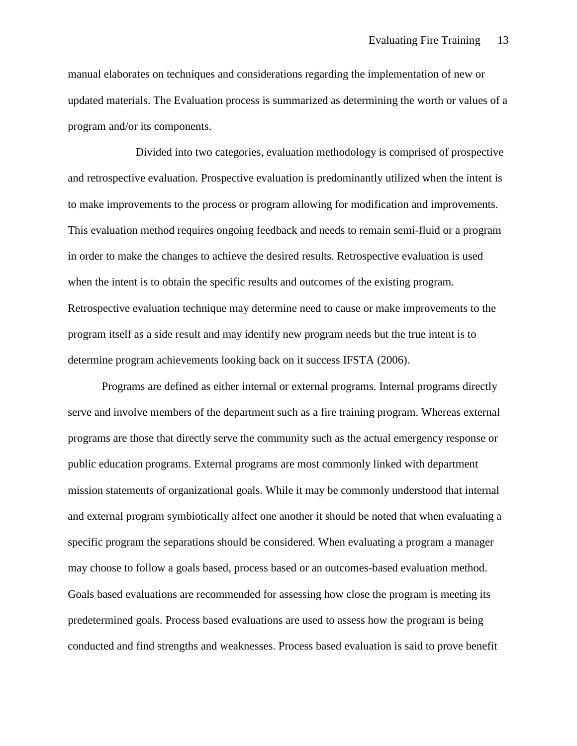manual elaborates on techniques and considerations regarding the implementation of new or updated materials. The Evaluation process is summarized as determining the worth or values of a program and/or its components.

Divided into two categories, evaluation methodology is comprised of prospective and retrospective evaluation. Prospective evaluation is predominantly utilized when the intent is to make improvements to the process or program allowing for modification and improvements. This evaluation method requires ongoing feedback and needs to remain semi-fluid or a program in order to make the changes to achieve the desired results. Retrospective evaluation is used when the intent is to obtain the specific results and outcomes of the existing program. Retrospective evaluation technique may determine need to cause or make improvements to the program itself as a side result and may identify new program needs but the true intent is to determine program achievements looking back on it success IFSTA (2006).

Programs are defined as either internal or external programs. Internal programs directly serve and involve members of the department such as a fire training program. Whereas external programs are those that directly serve the community such as the actual emergency response or public education programs. External programs are most commonly linked with department mission statements of organizational goals. While it may be commonly understood that internal and external program symbiotically affect one another it should be noted that when evaluating a specific program the separations should be considered. When evaluating a program a manager may choose to follow a goals based, process based or an outcomes-based evaluation method. Goals based evaluations are recommended for assessing how close the program is meeting its predetermined goals. Process based evaluations are used to assess how the program is being conducted and find strengths and weaknesses. Process based evaluation is said to prove benefit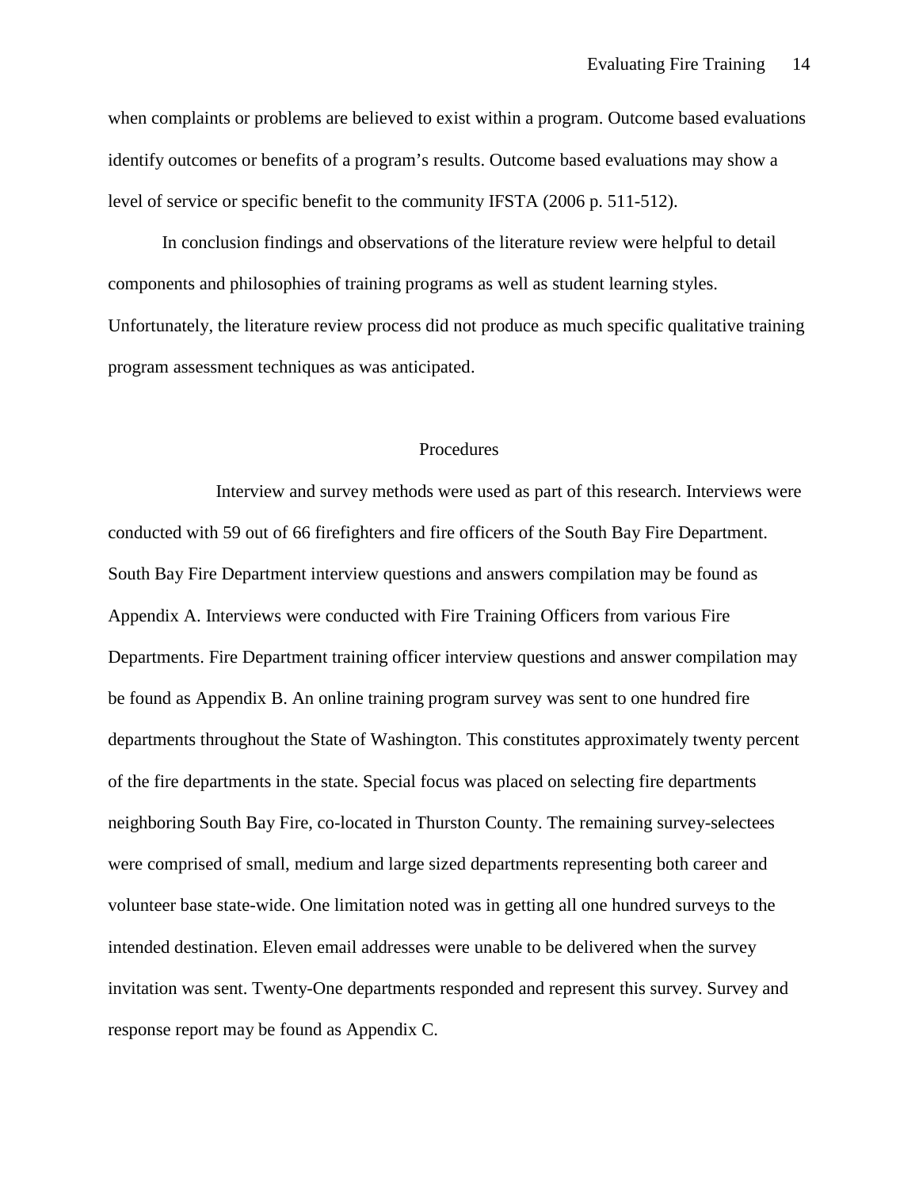when complaints or problems are believed to exist within a program. Outcome based evaluations identify outcomes or benefits of a program's results. Outcome based evaluations may show a level of service or specific benefit to the community IFSTA (2006 p. 511-512).

In conclusion findings and observations of the literature review were helpful to detail components and philosophies of training programs as well as student learning styles. Unfortunately, the literature review process did not produce as much specific qualitative training program assessment techniques as was anticipated.

## Procedures

Interview and survey methods were used as part of this research. Interviews were conducted with 59 out of 66 firefighters and fire officers of the South Bay Fire Department. South Bay Fire Department interview questions and answers compilation may be found as Appendix A. Interviews were conducted with Fire Training Officers from various Fire Departments. Fire Department training officer interview questions and answer compilation may be found as Appendix B. An online training program survey was sent to one hundred fire departments throughout the State of Washington. This constitutes approximately twenty percent of the fire departments in the state. Special focus was placed on selecting fire departments neighboring South Bay Fire, co-located in Thurston County. The remaining survey-selectees were comprised of small, medium and large sized departments representing both career and volunteer base state-wide. One limitation noted was in getting all one hundred surveys to the intended destination. Eleven email addresses were unable to be delivered when the survey invitation was sent. Twenty-One departments responded and represent this survey. Survey and response report may be found as Appendix C.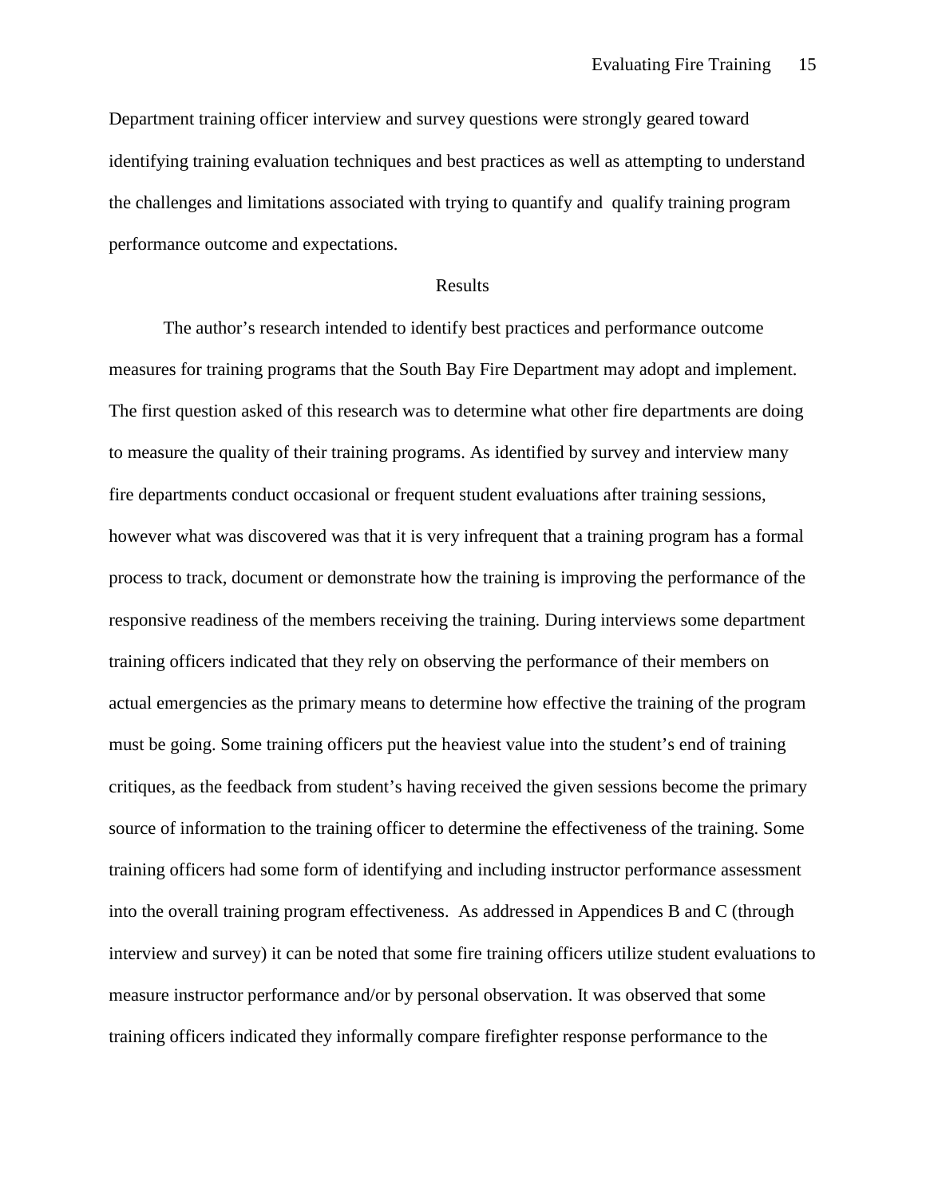Department training officer interview and survey questions were strongly geared toward identifying training evaluation techniques and best practices as well as attempting to understand the challenges and limitations associated with trying to quantify and qualify training program performance outcome and expectations.

## Results

The author's research intended to identify best practices and performance outcome measures for training programs that the South Bay Fire Department may adopt and implement. The first question asked of this research was to determine what other fire departments are doing to measure the quality of their training programs. As identified by survey and interview many fire departments conduct occasional or frequent student evaluations after training sessions, however what was discovered was that it is very infrequent that a training program has a formal process to track, document or demonstrate how the training is improving the performance of the responsive readiness of the members receiving the training. During interviews some department training officers indicated that they rely on observing the performance of their members on actual emergencies as the primary means to determine how effective the training of the program must be going. Some training officers put the heaviest value into the student's end of training critiques, as the feedback from student's having received the given sessions become the primary source of information to the training officer to determine the effectiveness of the training. Some training officers had some form of identifying and including instructor performance assessment into the overall training program effectiveness. As addressed in Appendices B and C (through interview and survey) it can be noted that some fire training officers utilize student evaluations to measure instructor performance and/or by personal observation. It was observed that some training officers indicated they informally compare firefighter response performance to the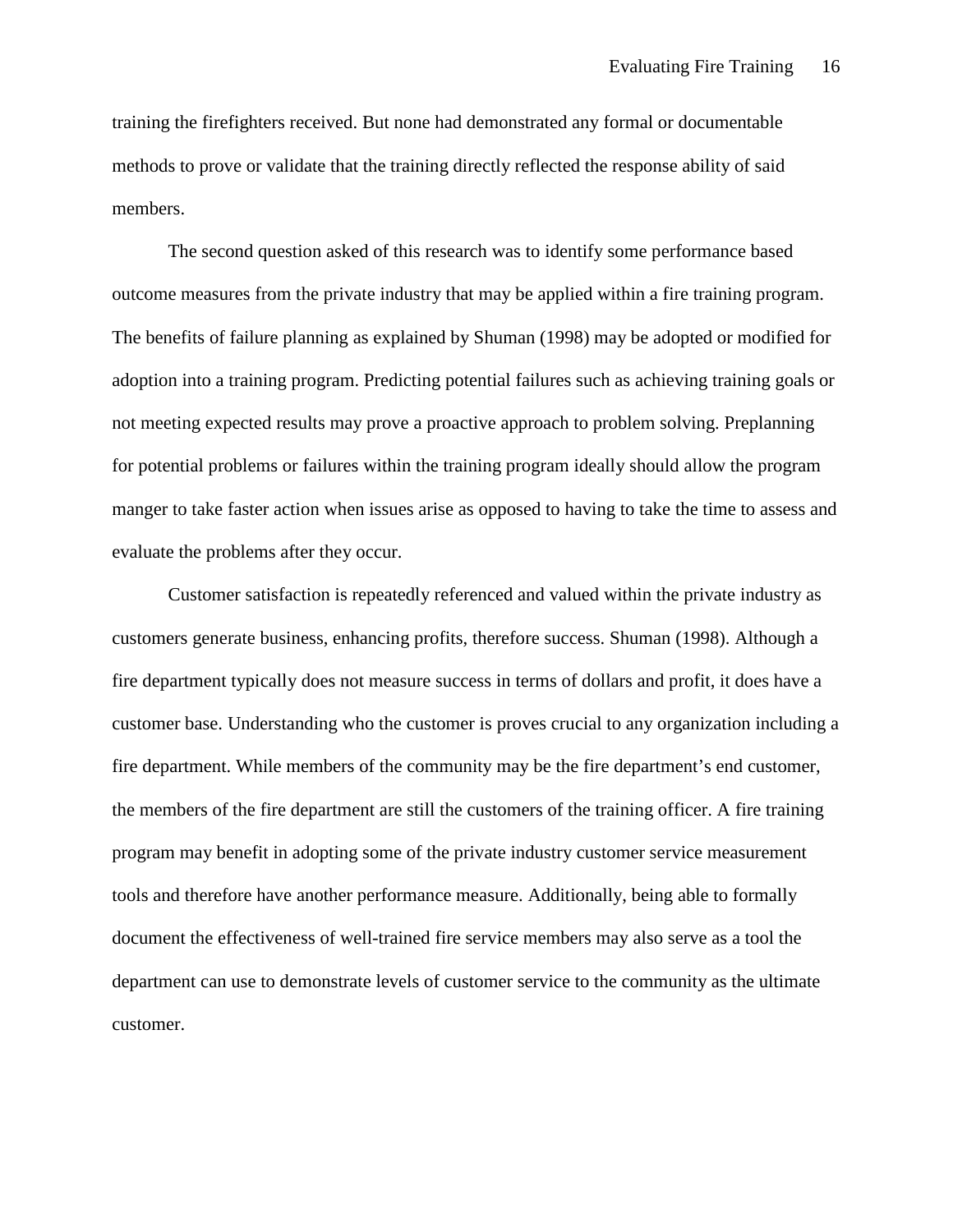training the firefighters received. But none had demonstrated any formal or documentable methods to prove or validate that the training directly reflected the response ability of said members.

The second question asked of this research was to identify some performance based outcome measures from the private industry that may be applied within a fire training program. The benefits of failure planning as explained by Shuman (1998) may be adopted or modified for adoption into a training program. Predicting potential failures such as achieving training goals or not meeting expected results may prove a proactive approach to problem solving. Preplanning for potential problems or failures within the training program ideally should allow the program manger to take faster action when issues arise as opposed to having to take the time to assess and evaluate the problems after they occur.

Customer satisfaction is repeatedly referenced and valued within the private industry as customers generate business, enhancing profits, therefore success. Shuman (1998). Although a fire department typically does not measure success in terms of dollars and profit, it does have a customer base. Understanding who the customer is proves crucial to any organization including a fire department. While members of the community may be the fire department's end customer, the members of the fire department are still the customers of the training officer. A fire training program may benefit in adopting some of the private industry customer service measurement tools and therefore have another performance measure. Additionally, being able to formally document the effectiveness of well-trained fire service members may also serve as a tool the department can use to demonstrate levels of customer service to the community as the ultimate customer.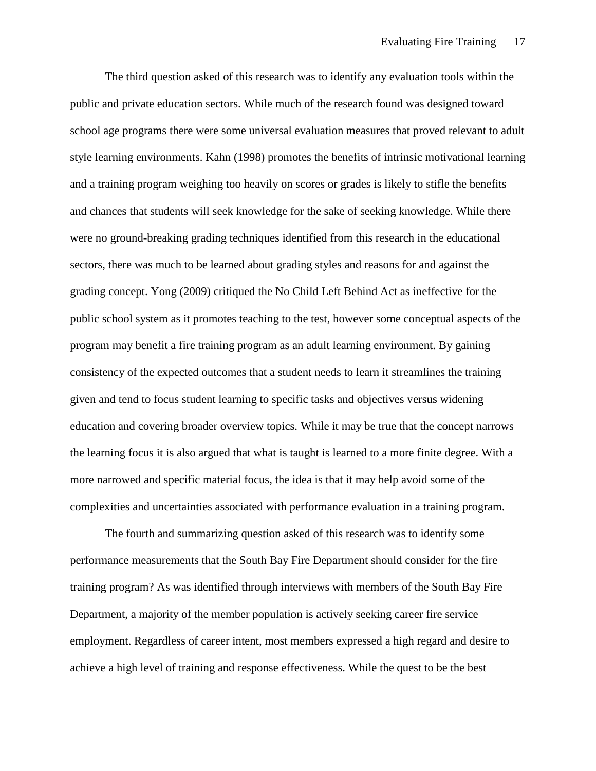The third question asked of this research was to identify any evaluation tools within the public and private education sectors. While much of the research found was designed toward school age programs there were some universal evaluation measures that proved relevant to adult style learning environments. Kahn (1998) promotes the benefits of intrinsic motivational learning and a training program weighing too heavily on scores or grades is likely to stifle the benefits and chances that students will seek knowledge for the sake of seeking knowledge. While there were no ground-breaking grading techniques identified from this research in the educational sectors, there was much to be learned about grading styles and reasons for and against the grading concept. Yong (2009) critiqued the No Child Left Behind Act as ineffective for the public school system as it promotes teaching to the test, however some conceptual aspects of the program may benefit a fire training program as an adult learning environment. By gaining consistency of the expected outcomes that a student needs to learn it streamlines the training given and tend to focus student learning to specific tasks and objectives versus widening education and covering broader overview topics. While it may be true that the concept narrows the learning focus it is also argued that what is taught is learned to a more finite degree. With a more narrowed and specific material focus, the idea is that it may help avoid some of the complexities and uncertainties associated with performance evaluation in a training program.

The fourth and summarizing question asked of this research was to identify some performance measurements that the South Bay Fire Department should consider for the fire training program? As was identified through interviews with members of the South Bay Fire Department, a majority of the member population is actively seeking career fire service employment. Regardless of career intent, most members expressed a high regard and desire to achieve a high level of training and response effectiveness. While the quest to be the best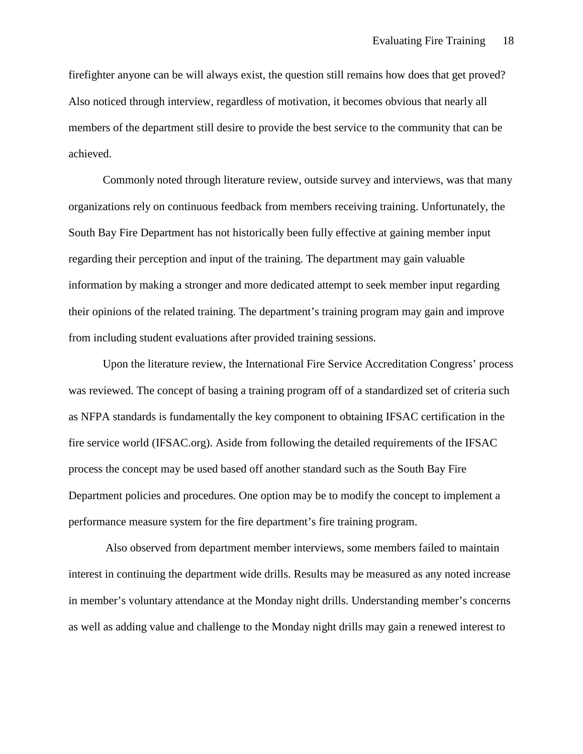firefighter anyone can be will always exist, the question still remains how does that get proved? Also noticed through interview, regardless of motivation, it becomes obvious that nearly all members of the department still desire to provide the best service to the community that can be achieved.

Commonly noted through literature review, outside survey and interviews, was that many organizations rely on continuous feedback from members receiving training. Unfortunately, the South Bay Fire Department has not historically been fully effective at gaining member input regarding their perception and input of the training. The department may gain valuable information by making a stronger and more dedicated attempt to seek member input regarding their opinions of the related training. The department's training program may gain and improve from including student evaluations after provided training sessions.

Upon the literature review, the International Fire Service Accreditation Congress' process was reviewed. The concept of basing a training program off of a standardized set of criteria such as NFPA standards is fundamentally the key component to obtaining IFSAC certification in the fire service world (IFSAC.org). Aside from following the detailed requirements of the IFSAC process the concept may be used based off another standard such as the South Bay Fire Department policies and procedures. One option may be to modify the concept to implement a performance measure system for the fire department's fire training program.

Also observed from department member interviews, some members failed to maintain interest in continuing the department wide drills. Results may be measured as any noted increase in member's voluntary attendance at the Monday night drills. Understanding member's concerns as well as adding value and challenge to the Monday night drills may gain a renewed interest to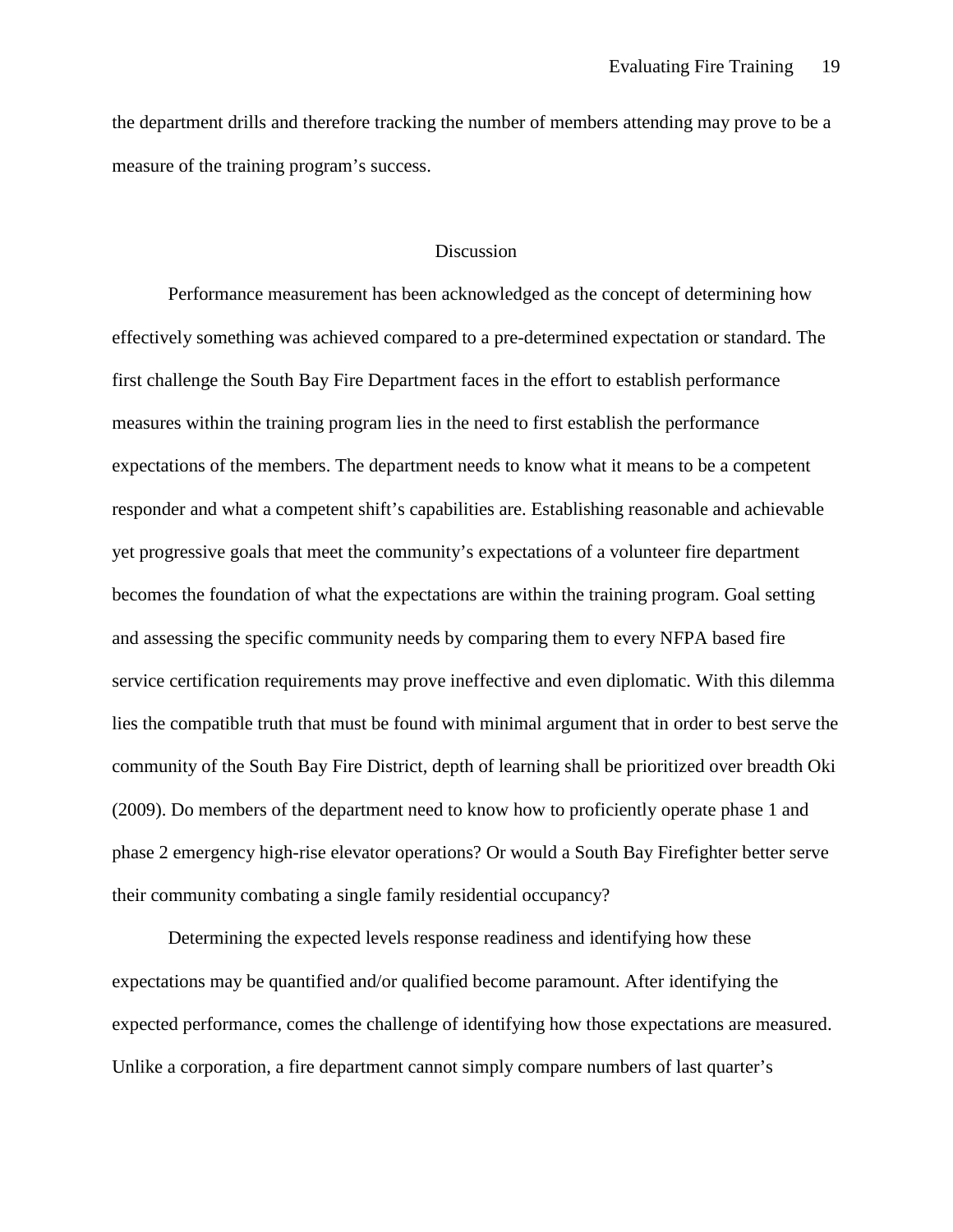the department drills and therefore tracking the number of members attending may prove to be a measure of the training program's success.

## Discussion

Performance measurement has been acknowledged as the concept of determining how effectively something was achieved compared to a pre-determined expectation or standard. The first challenge the South Bay Fire Department faces in the effort to establish performance measures within the training program lies in the need to first establish the performance expectations of the members. The department needs to know what it means to be a competent responder and what a competent shift's capabilities are. Establishing reasonable and achievable yet progressive goals that meet the community's expectations of a volunteer fire department becomes the foundation of what the expectations are within the training program. Goal setting and assessing the specific community needs by comparing them to every NFPA based fire service certification requirements may prove ineffective and even diplomatic. With this dilemma lies the compatible truth that must be found with minimal argument that in order to best serve the community of the South Bay Fire District, depth of learning shall be prioritized over breadth Oki (2009). Do members of the department need to know how to proficiently operate phase 1 and phase 2 emergency high-rise elevator operations? Or would a South Bay Firefighter better serve their community combating a single family residential occupancy?

Determining the expected levels response readiness and identifying how these expectations may be quantified and/or qualified become paramount. After identifying the expected performance, comes the challenge of identifying how those expectations are measured. Unlike a corporation, a fire department cannot simply compare numbers of last quarter's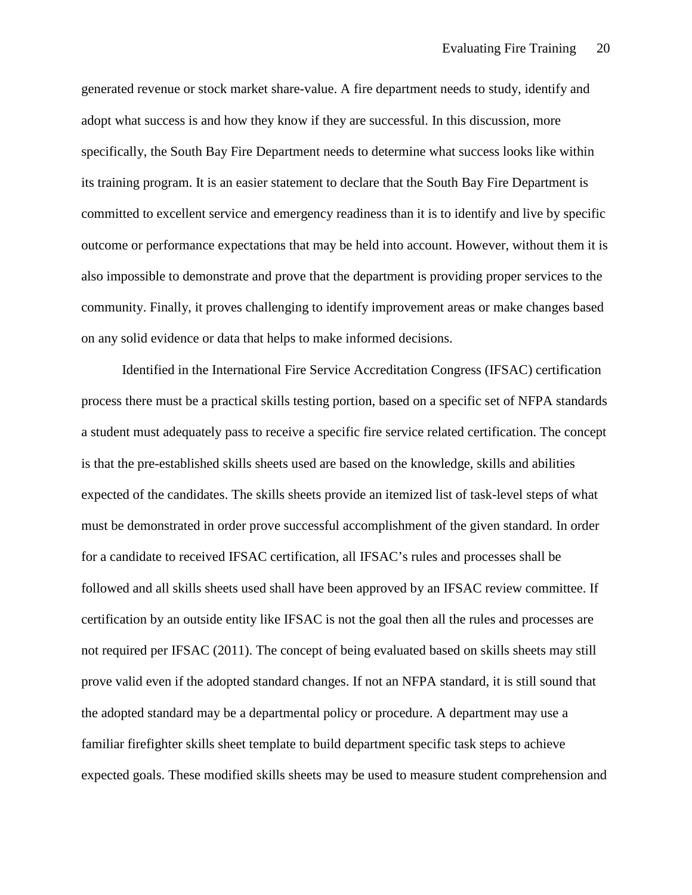generated revenue or stock market share-value. A fire department needs to study, identify and adopt what success is and how they know if they are successful. In this discussion, more specifically, the South Bay Fire Department needs to determine what success looks like within its training program. It is an easier statement to declare that the South Bay Fire Department is committed to excellent service and emergency readiness than it is to identify and live by specific outcome or performance expectations that may be held into account. However, without them it is also impossible to demonstrate and prove that the department is providing proper services to the community. Finally, it proves challenging to identify improvement areas or make changes based on any solid evidence or data that helps to make informed decisions.

Identified in the International Fire Service Accreditation Congress (IFSAC) certification process there must be a practical skills testing portion, based on a specific set of NFPA standards a student must adequately pass to receive a specific fire service related certification. The concept is that the pre-established skills sheets used are based on the knowledge, skills and abilities expected of the candidates. The skills sheets provide an itemized list of task-level steps of what must be demonstrated in order prove successful accomplishment of the given standard. In order for a candidate to received IFSAC certification, all IFSAC's rules and processes shall be followed and all skills sheets used shall have been approved by an IFSAC review committee. If certification by an outside entity like IFSAC is not the goal then all the rules and processes are not required per IFSAC (2011). The concept of being evaluated based on skills sheets may still prove valid even if the adopted standard changes. If not an NFPA standard, it is still sound that the adopted standard may be a departmental policy or procedure. A department may use a familiar firefighter skills sheet template to build department specific task steps to achieve expected goals. These modified skills sheets may be used to measure student comprehension and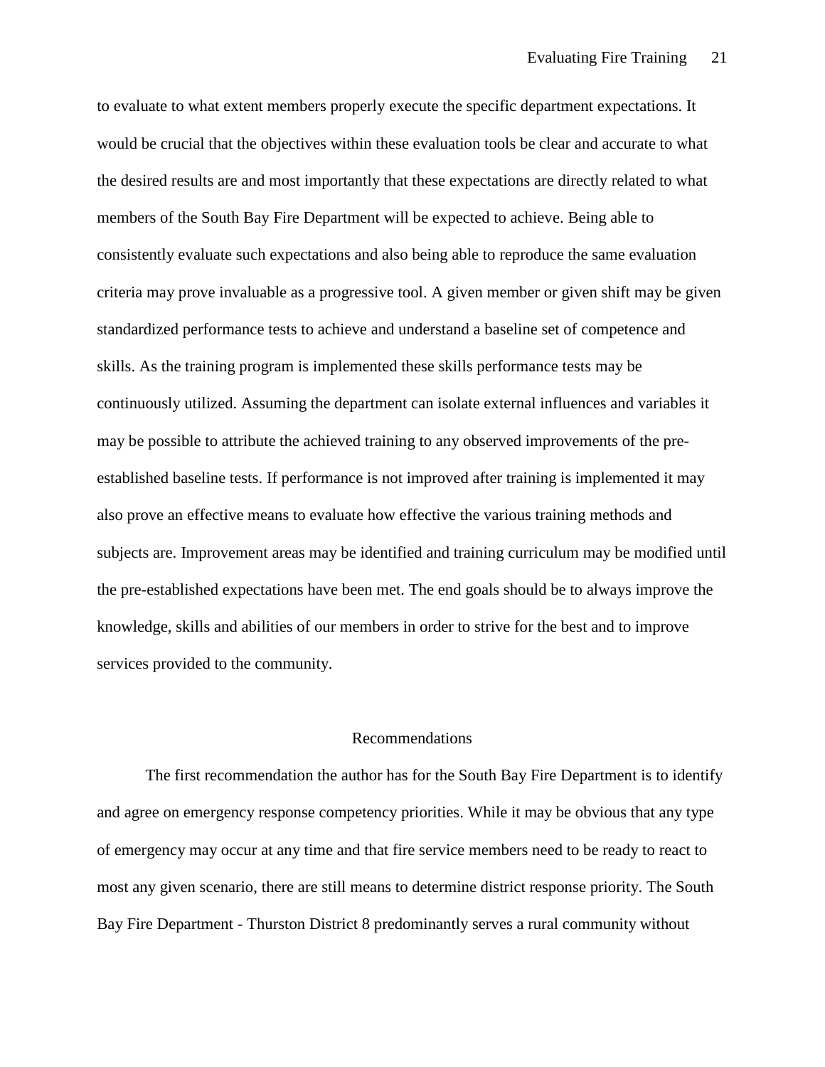to evaluate to what extent members properly execute the specific department expectations. It would be crucial that the objectives within these evaluation tools be clear and accurate to what the desired results are and most importantly that these expectations are directly related to what members of the South Bay Fire Department will be expected to achieve. Being able to consistently evaluate such expectations and also being able to reproduce the same evaluation criteria may prove invaluable as a progressive tool. A given member or given shift may be given standardized performance tests to achieve and understand a baseline set of competence and skills. As the training program is implemented these skills performance tests may be continuously utilized. Assuming the department can isolate external influences and variables it may be possible to attribute the achieved training to any observed improvements of the pre-established baseline tests. If performance is not improved after training is implemented it may also prove an effective means to evaluate how effective the various training methods and subjects are. Improvement areas may be identified and training curriculum may be modified until the pre-established expectations have been met. The end goals should be to always improve the knowledge, skills and abilities of our members in order to strive for the best and to improve services provided to the community.

## Recommendations

The first recommendation the author has for the South Bay Fire Department is to identify and agree on emergency response competency priorities. While it may be obvious that any type of emergency may occur at any time and that fire service members need to be ready to react to most any given scenario, there are still means to determine district response priority. The South Bay Fire Department - Thurston District 8 predominantly serves a rural community without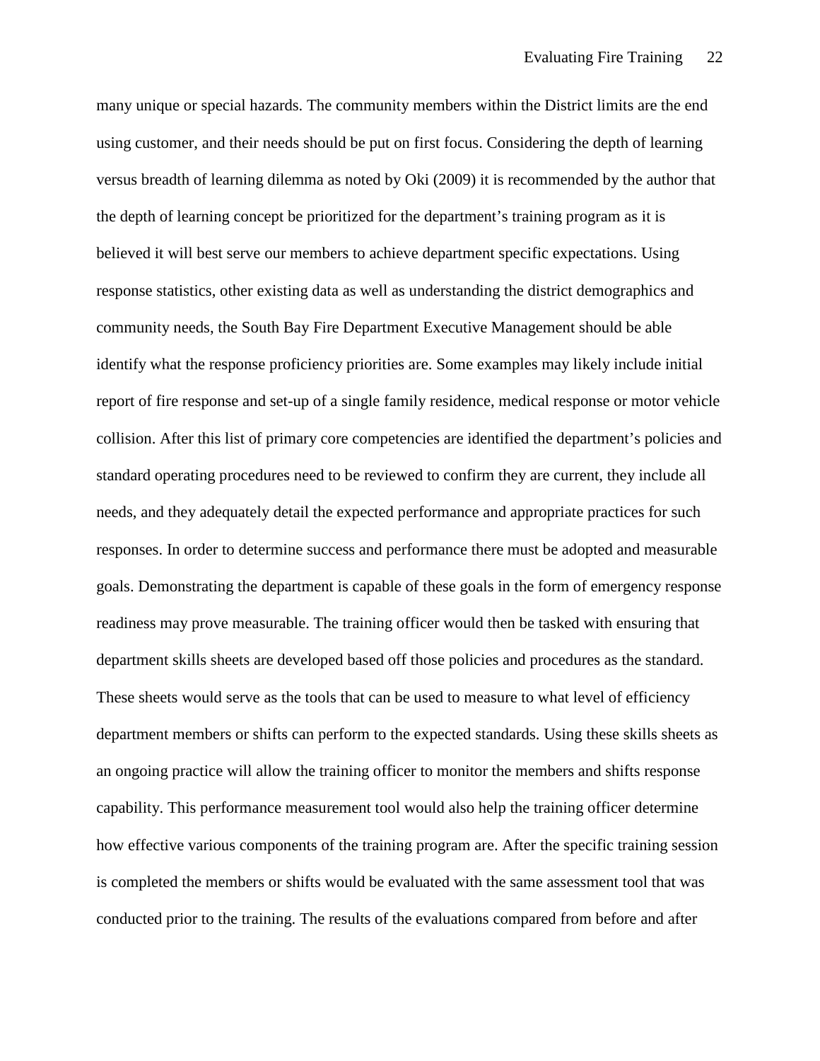many unique or special hazards. The community members within the District limits are the end using customer, and their needs should be put on first focus. Considering the depth of learning versus breadth of learning dilemma as noted by Oki (2009) it is recommended by the author that the depth of learning concept be prioritized for the department's training program as it is believed it will best serve our members to achieve department specific expectations. Using response statistics, other existing data as well as understanding the district demographics and community needs, the South Bay Fire Department Executive Management should be able identify what the response proficiency priorities are. Some examples may likely include initial report of fire response and set-up of a single family residence, medical response or motor vehicle collision. After this list of primary core competencies are identified the department's policies and standard operating procedures need to be reviewed to confirm they are current, they include all needs, and they adequately detail the expected performance and appropriate practices for such responses. In order to determine success and performance there must be adopted and measurable goals. Demonstrating the department is capable of these goals in the form of emergency response readiness may prove measurable. The training officer would then be tasked with ensuring that department skills sheets are developed based off those policies and procedures as the standard. These sheets would serve as the tools that can be used to measure to what level of efficiency department members or shifts can perform to the expected standards. Using these skills sheets as an ongoing practice will allow the training officer to monitor the members and shifts response capability. This performance measurement tool would also help the training officer determine how effective various components of the training program are. After the specific training session is completed the members or shifts would be evaluated with the same assessment tool that was conducted prior to the training. The results of the evaluations compared from before and after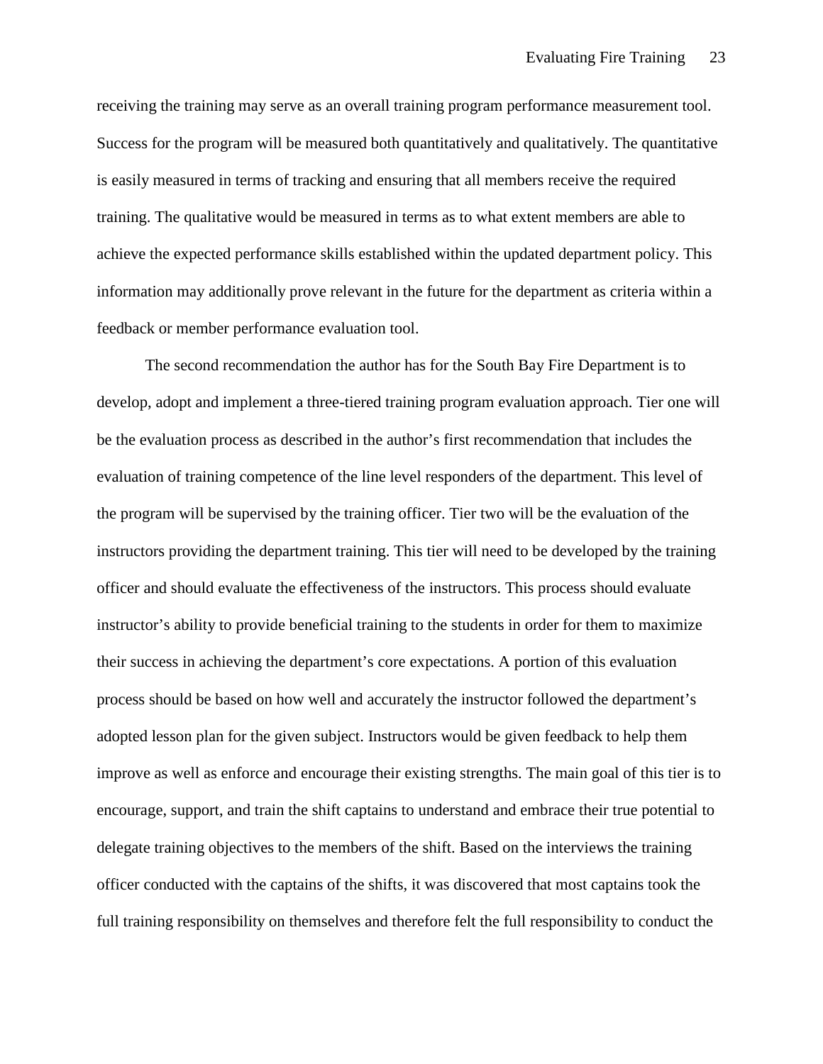receiving the training may serve as an overall training program performance measurement tool. Success for the program will be measured both quantitatively and qualitatively. The quantitative is easily measured in terms of tracking and ensuring that all members receive the required training. The qualitative would be measured in terms as to what extent members are able to achieve the expected performance skills established within the updated department policy. This information may additionally prove relevant in the future for the department as criteria within a feedback or member performance evaluation tool.

The second recommendation the author has for the South Bay Fire Department is to develop, adopt and implement a three-tiered training program evaluation approach. Tier one will be the evaluation process as described in the author's first recommendation that includes the evaluation of training competence of the line level responders of the department. This level of the program will be supervised by the training officer. Tier two will be the evaluation of the instructors providing the department training. This tier will need to be developed by the training officer and should evaluate the effectiveness of the instructors. This process should evaluate instructor's ability to provide beneficial training to the students in order for them to maximize their success in achieving the department's core expectations. A portion of this evaluation process should be based on how well and accurately the instructor followed the department's adopted lesson plan for the given subject. Instructors would be given feedback to help them improve as well as enforce and encourage their existing strengths. The main goal of this tier is to encourage, support, and train the shift captains to understand and embrace their true potential to delegate training objectives to the members of the shift. Based on the interviews the training officer conducted with the captains of the shifts, it was discovered that most captains took the full training responsibility on themselves and therefore felt the full responsibility to conduct the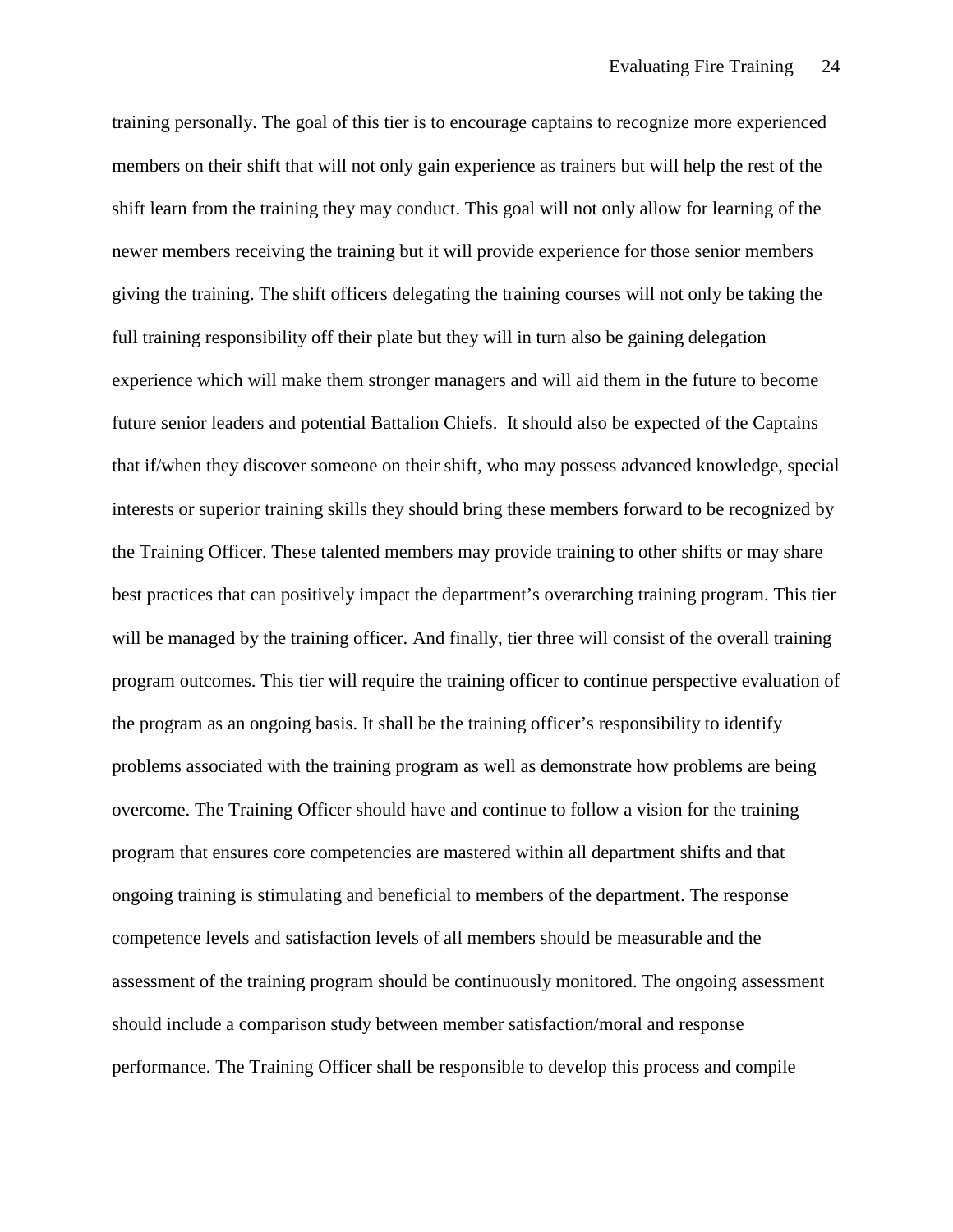training personally. The goal of this tier is to encourage captains to recognize more experienced members on their shift that will not only gain experience as trainers but will help the rest of the shift learn from the training they may conduct. This goal will not only allow for learning of the newer members receiving the training but it will provide experience for those senior members giving the training. The shift officers delegating the training courses will not only be taking the full training responsibility off their plate but they will in turn also be gaining delegation experience which will make them stronger managers and will aid them in the future to become future senior leaders and potential Battalion Chiefs. It should also be expected of the Captains that if/when they discover someone on their shift, who may possess advanced knowledge, special interests or superior training skills they should bring these members forward to be recognized by the Training Officer. These talented members may provide training to other shifts or may share best practices that can positively impact the department's overarching training program. This tier will be managed by the training officer. And finally, tier three will consist of the overall training program outcomes. This tier will require the training officer to continue perspective evaluation of the program as an ongoing basis. It shall be the training officer's responsibility to identify problems associated with the training program as well as demonstrate how problems are being overcome. The Training Officer should have and continue to follow a vision for the training program that ensures core competencies are mastered within all department shifts and that ongoing training is stimulating and beneficial to members of the department. The response competence levels and satisfaction levels of all members should be measurable and the assessment of the training program should be continuously monitored. The ongoing assessment should include a comparison study between member satisfaction/moral and response performance. The Training Officer shall be responsible to develop this process and compile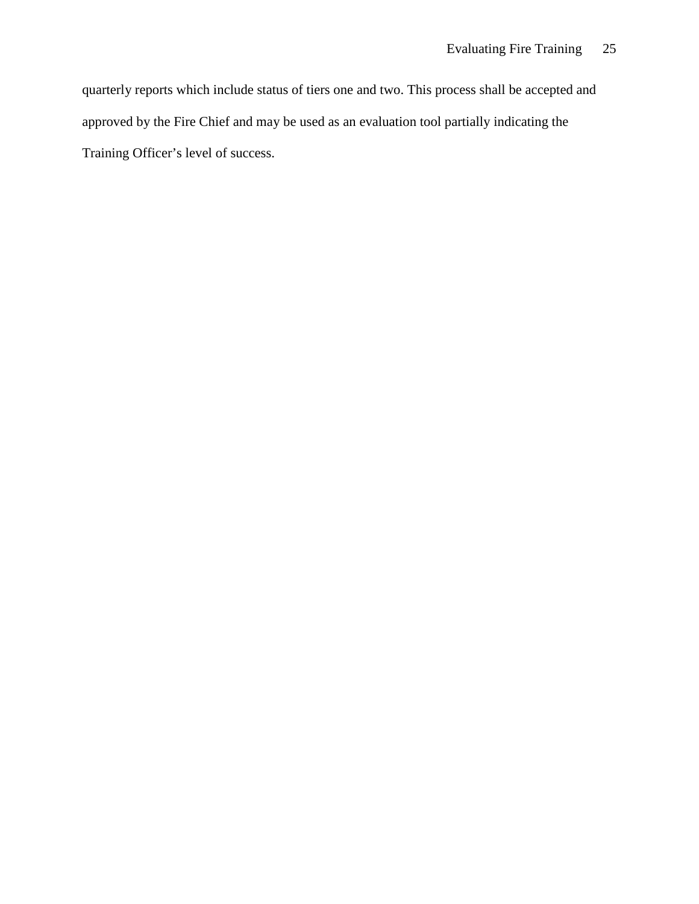quarterly reports which include status of tiers one and two. This process shall be accepted and approved by the Fire Chief and may be used as an evaluation tool partially indicating the Training Officer's level of success.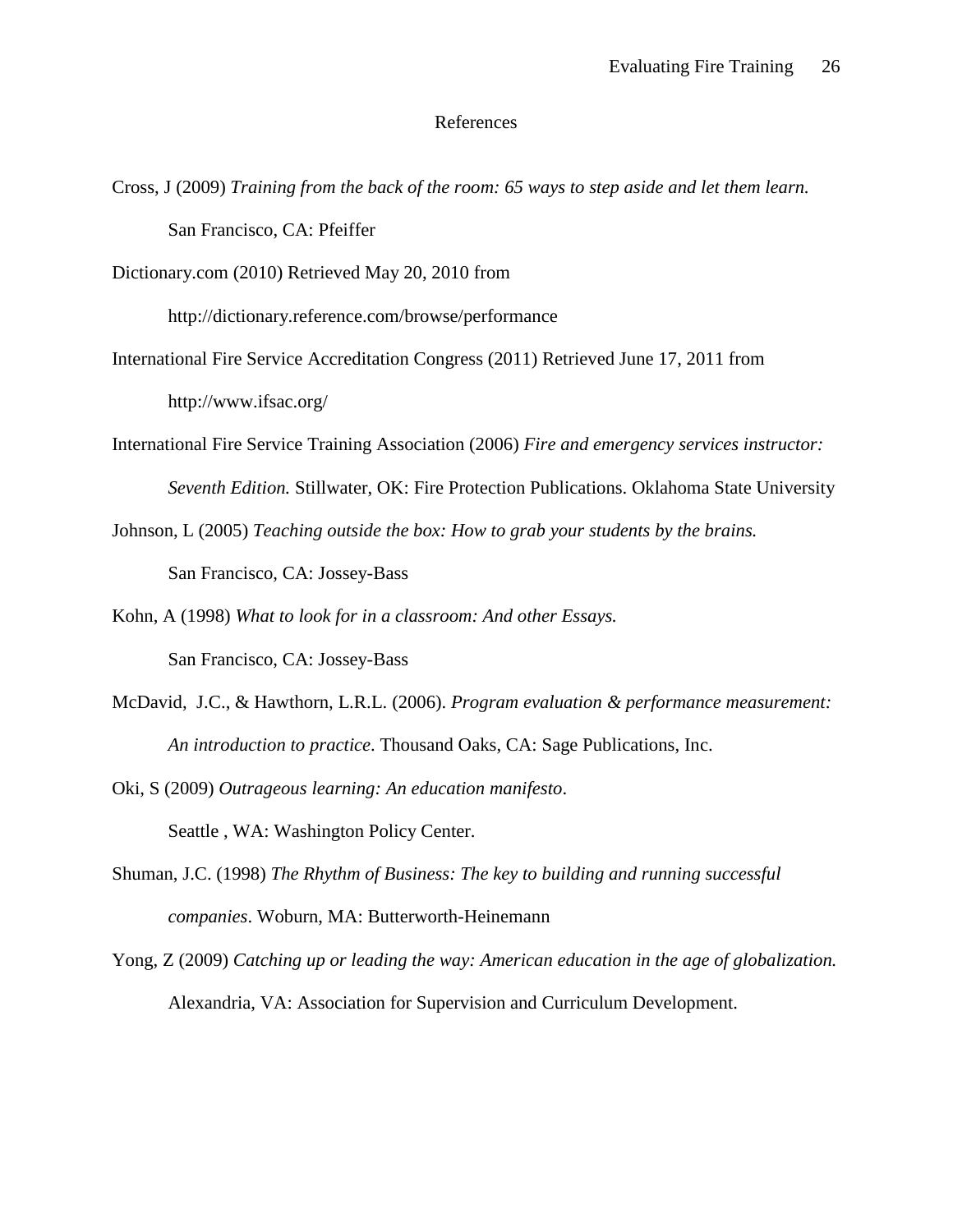# References

Cross, J (2009) *Training from the back of the room: 65 ways to step aside and let them learn.* San Francisco, CA: Pfeiffer

Dictionary.com (2010) Retrieved May 20, 2010 from http://dictionary.reference.com/browse/performance

International Fire Service Accreditation Congress (2011) Retrieved June 17, 2011 from http://www.ifsac.org/

International Fire Service Training Association (2006) *Fire and emergency services instructor: Seventh Edition.* Stillwater, OK: Fire Protection Publications. Oklahoma State University

Johnson, L (2005) *Teaching outside the box: How to grab your students by the brains.* San Francisco, CA: Jossey-Bass

Kohn, A (1998) *What to look for in a classroom: And other Essays.* San Francisco, CA: Jossey-Bass

McDavid, J.C., & Hawthorn, L.R.L. (2006). *Program evaluation & performance measurement: An introduction to practice*. Thousand Oaks, CA: Sage Publications, Inc.

Oki, S (2009) *Outrageous learning: An education manifesto*. Seattle , WA: Washington Policy Center.

Shuman, J.C. (1998) *The Rhythm of Business: The key to building and running successful companies*. Woburn, MA: Butterworth-Heinemann

Yong, Z (2009) *Catching up or leading the way: American education in the age of globalization.* Alexandria, VA: Association for Supervision and Curriculum Development.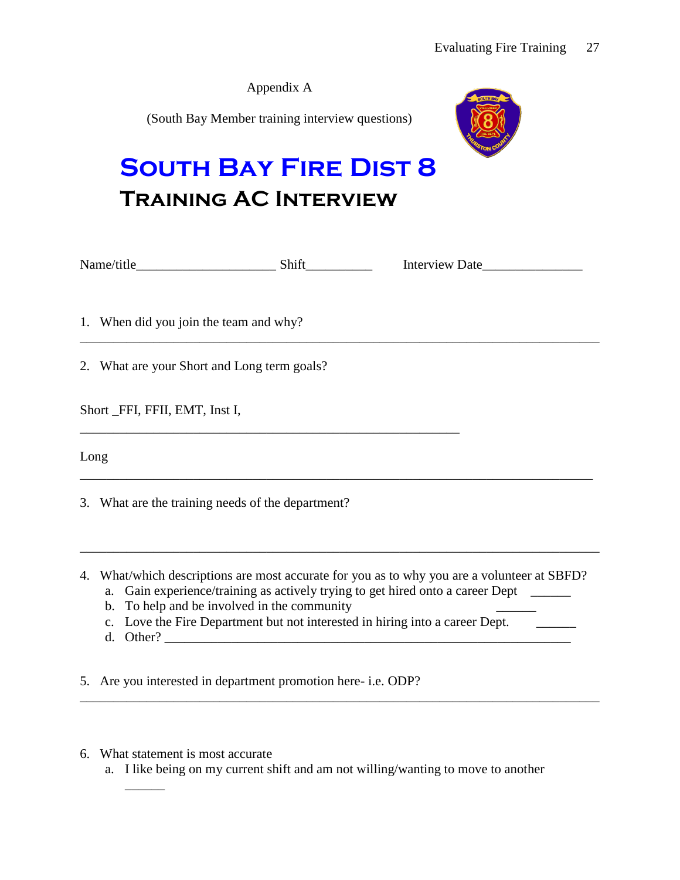Appendix A

(South Bay Member training interview questions)

# South Bay Fire Dist 8

## Training AC Interview

Name/title_____________________ Shift__________ Interview Date_______________

1. When did you join the team and why?

_____________________________________________________________________________

2. What are your Short and Long term goals?

Short _FFI, FFII, EMT, Inst I,

__________________________________________________________

Long

_____________________________________________________________________________

3. What are the training needs of the department?

_____________________________________________________________________________

4. What/which descriptions are most accurate for you as to why you are a volunteer at SBFD?
   a. Gain experience/training as actively trying to get hired onto a career Dept ______
   b. To help and be involved in the community ______
   c. Love the Fire Department but not interested in hiring into a career Dept. ______
   d. Other? ____________________________________________________________

5. Are you interested in department promotion here- i.e. ODP?

_____________________________________________________________________________

6. What statement is most accurate
   a. I like being on my current shift and am not willing/wanting to move to another ______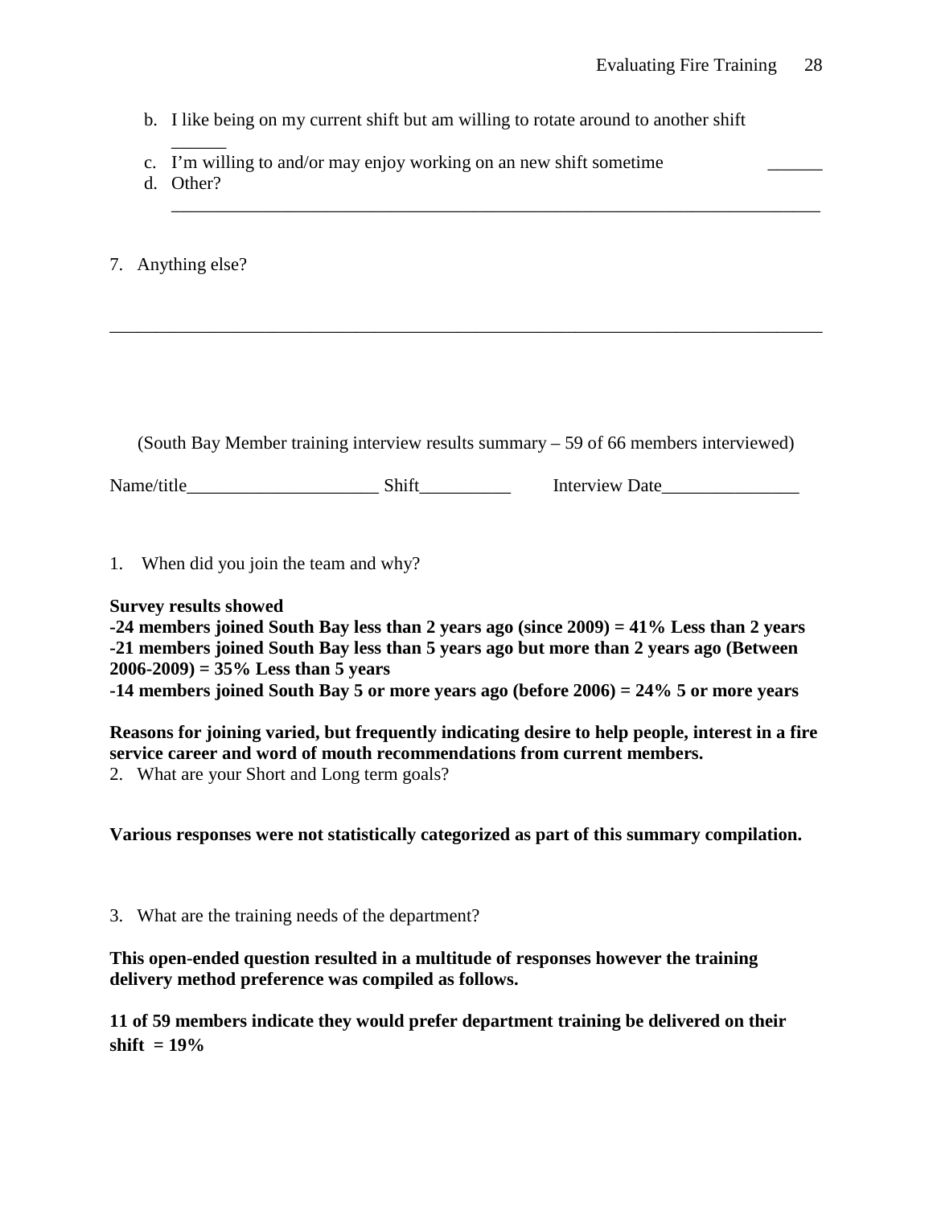b. I like being on my current shift but am willing to rotate around to another shift ______
c. I'm willing to and/or may enjoy working on an new shift sometime ______
d. Other? ________________________________________________________________________

7. Anything else?

________________________________________________________________________________

(South Bay Member training interview results summary – 59 of 66 members interviewed)

Name/title_____________________ Shift__________ Interview Date_______________

1. When did you join the team and why?

**Survey results showed**
**-24 members joined South Bay less than 2 years ago (since 2009) = 41% Less than 2 years**
**-21 members joined South Bay less than 5 years ago but more than 2 years ago (Between 2006-2009) = 35% Less than 5 years**
**-14 members joined South Bay 5 or more years ago (before 2006) = 24% 5 or more years**

**Reasons for joining varied, but frequently indicating desire to help people, interest in a fire service career and word of mouth recommendations from current members.**

2. What are your Short and Long term goals?

**Various responses were not statistically categorized as part of this summary compilation.**

3. What are the training needs of the department?

**This open-ended question resulted in a multitude of responses however the training delivery method preference was compiled as follows.**

**11 of 59 members indicate they would prefer department training be delivered on their shift = 19%**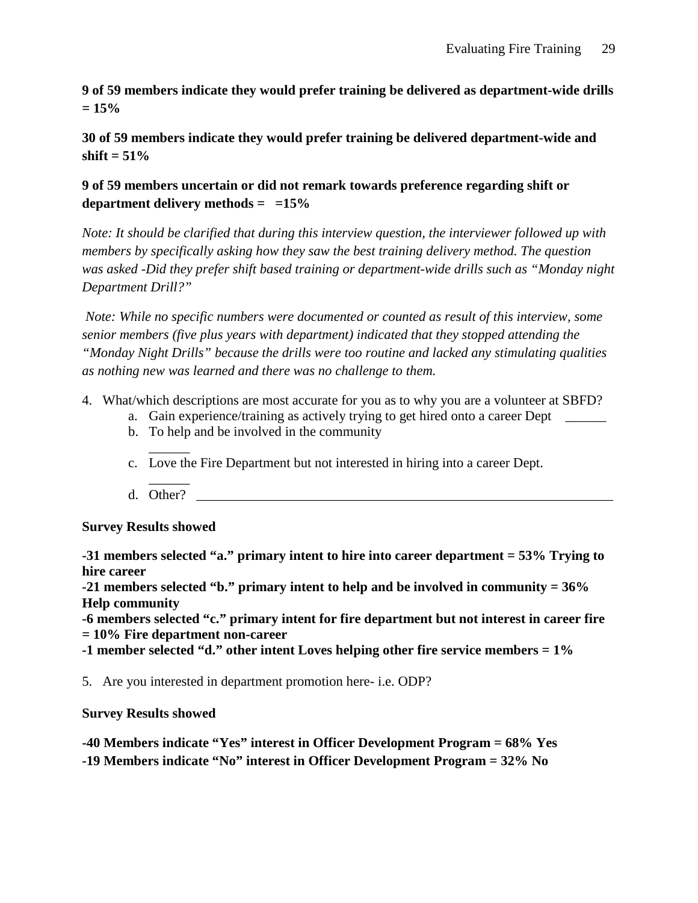**9 of 59 members indicate they would prefer training be delivered as department-wide drills = 15%**

**30 of 59 members indicate they would prefer training be delivered department-wide and shift = 51%**

**9 of 59 members uncertain or did not remark towards preference regarding shift or department delivery methods = =15%**

*Note: It should be clarified that during this interview question, the interviewer followed up with members by specifically asking how they saw the best training delivery method. The question was asked -Did they prefer shift based training or department-wide drills such as "Monday night Department Drill?"*

*Note: While no specific numbers were documented or counted as result of this interview, some senior members (five plus years with department) indicated that they stopped attending the "Monday Night Drills" because the drills were too routine and lacked any stimulating qualities as nothing new was learned and there was no challenge to them.*

4. What/which descriptions are most accurate for you as to why you are a volunteer at SBFD?
   a. Gain experience/training as actively trying to get hired onto a career Dept ______
   b. To help and be involved in the community ______
   c. Love the Fire Department but not interested in hiring into a career Dept. ______
   d. Other? ________________________________________________________________

**Survey Results showed**

**-31 members selected "a." primary intent to hire into career department = 53% Trying to hire career**
**-21 members selected "b." primary intent to help and be involved in community = 36% Help community**
**-6 members selected "c." primary intent for fire department but not interest in career fire = 10% Fire department non-career**
**-1 member selected "d." other intent Loves helping other fire service members = 1%**

5. Are you interested in department promotion here- i.e. ODP?

**Survey Results showed**

**-40 Members indicate "Yes" interest in Officer Development Program = 68% Yes**
**-19 Members indicate "No" interest in Officer Development Program = 32% No**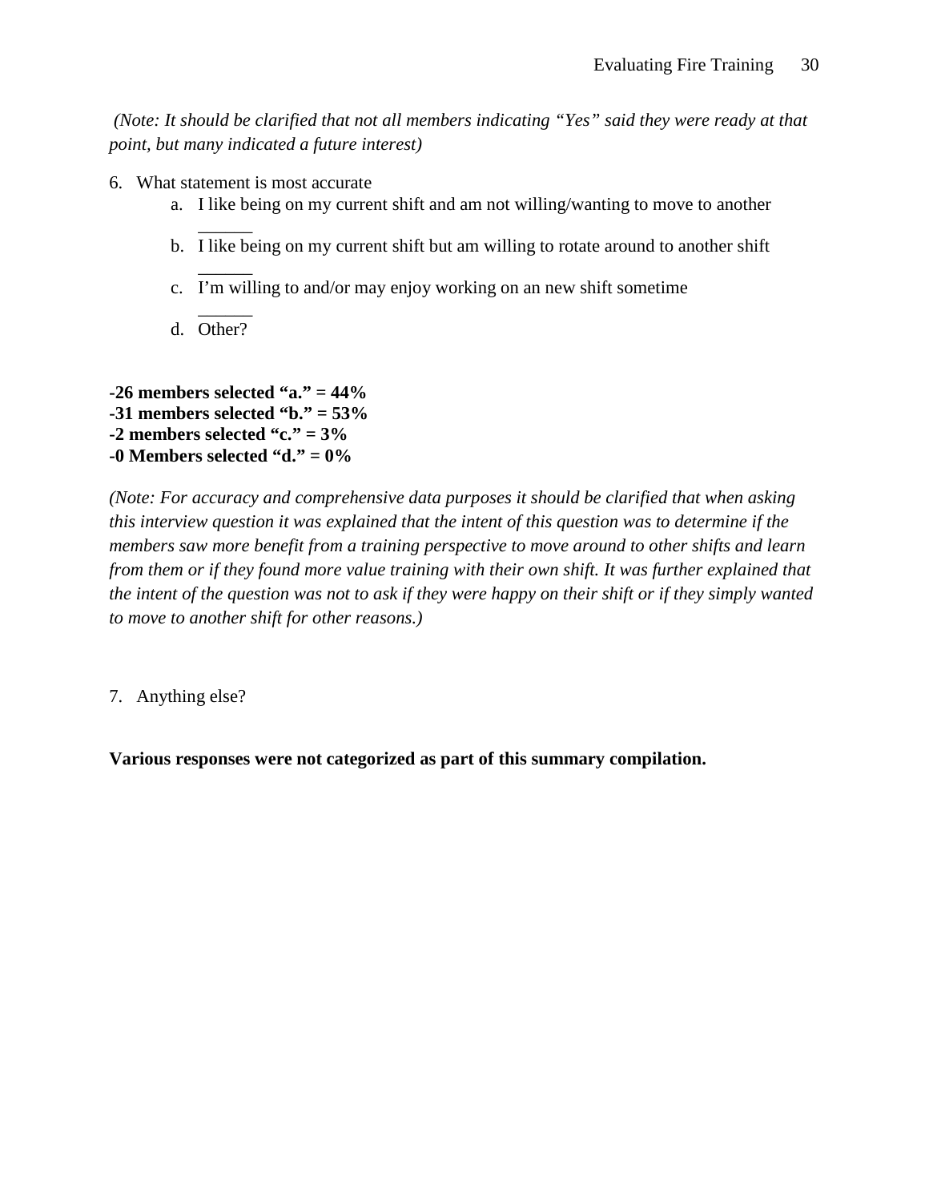*(Note: It should be clarified that not all members indicating "Yes" said they were ready at that point, but many indicated a future interest)*

6. What statement is most accurate
    a. I like being on my current shift and am not willing/wanting to move to another ______
    b. I like being on my current shift but am willing to rotate around to another shift ______
    c. I'm willing to and/or may enjoy working on an new shift sometime ______
    d. Other?

**-26 members selected "a." = 44%**
**-31 members selected "b." = 53%**
**-2 members selected "c." = 3%**
**-0 Members selected "d." = 0%**

*(Note: For accuracy and comprehensive data purposes it should be clarified that when asking this interview question it was explained that the intent of this question was to determine if the members saw more benefit from a training perspective to move around to other shifts and learn from them or if they found more value training with their own shift. It was further explained that the intent of the question was not to ask if they were happy on their shift or if they simply wanted to move to another shift for other reasons.)*

7. Anything else?

**Various responses were not categorized as part of this summary compilation.**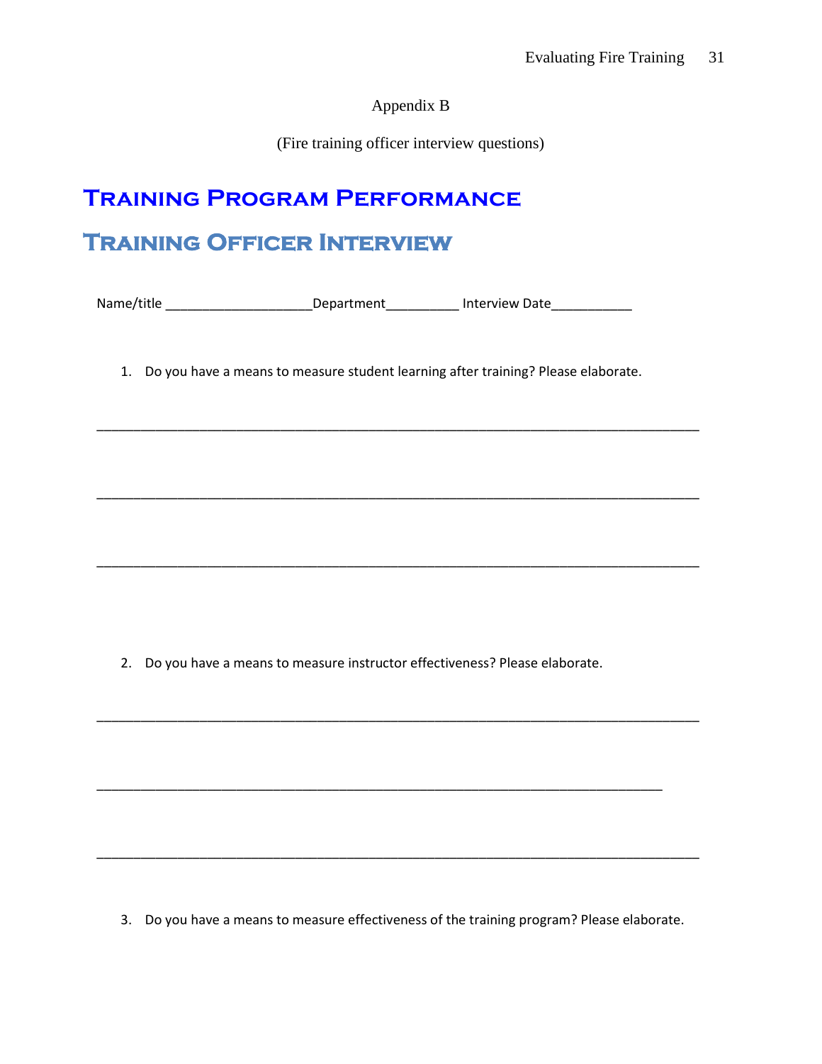Appendix B

(Fire training officer interview questions)

# Training Program Performance

## Training Officer Interview

Name/title ____________________Department__________ Interview Date___________

1. Do you have a means to measure student learning after training? Please elaborate.

_______________________________________________________________________________

_______________________________________________________________________________

_______________________________________________________________________________

2. Do you have a means to measure instructor effectiveness? Please elaborate.

_______________________________________________________________________________

__________________________________________________________________________

_______________________________________________________________________________

3. Do you have a means to measure effectiveness of the training program? Please elaborate.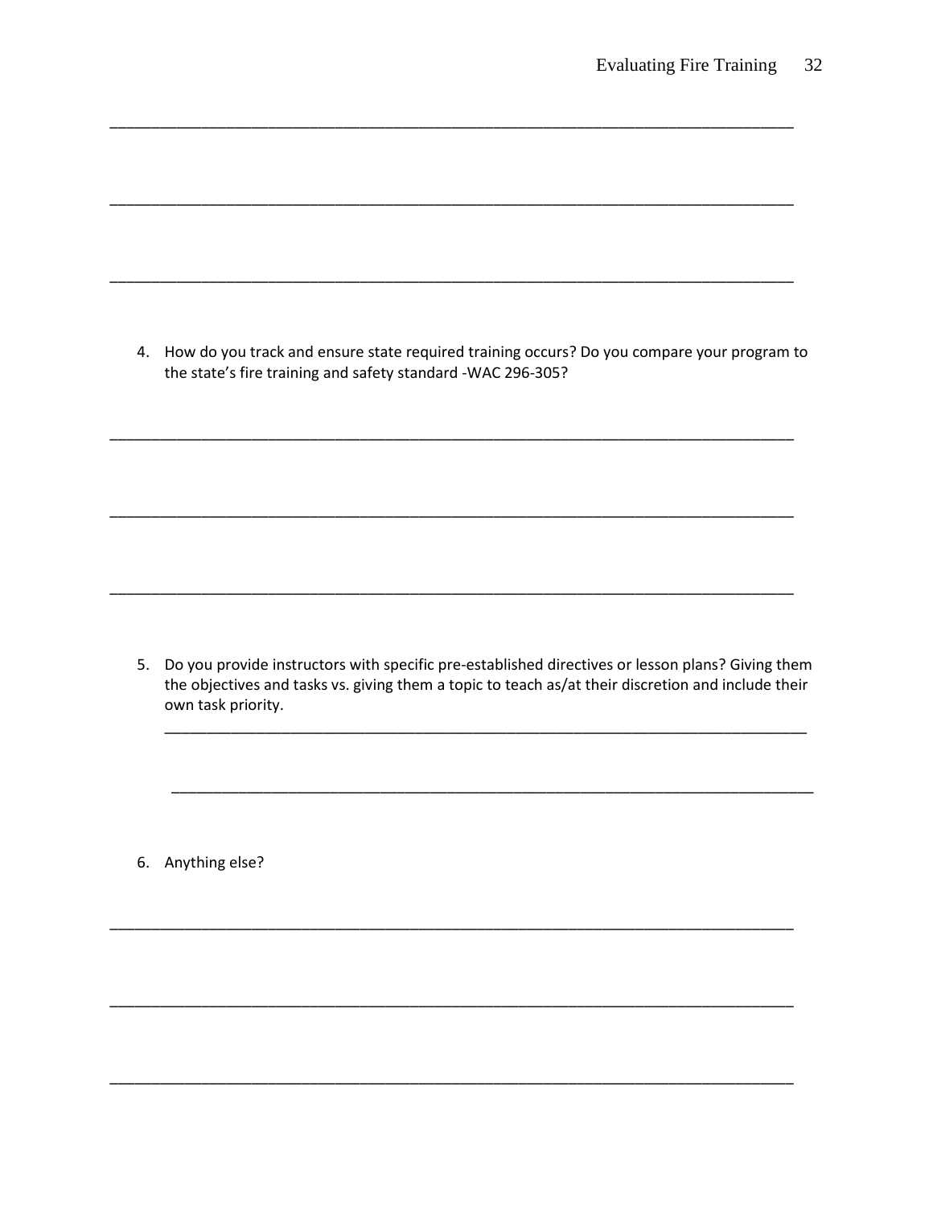\_\_\_\_\_\_\_\_\_\_\_\_\_\_\_\_\_\_\_\_\_\_\_\_\_\_\_\_\_\_\_\_\_\_\_\_\_\_\_\_\_\_\_\_\_\_\_\_\_\_\_\_\_\_\_\_\_\_\_\_\_\_\_\_\_\_\_\_\_\_\_\_\_\_\_\_\_\_

\_\_\_\_\_\_\_\_\_\_\_\_\_\_\_\_\_\_\_\_\_\_\_\_\_\_\_\_\_\_\_\_\_\_\_\_\_\_\_\_\_\_\_\_\_\_\_\_\_\_\_\_\_\_\_\_\_\_\_\_\_\_\_\_\_\_\_\_\_\_\_\_\_\_\_\_\_\_

\_\_\_\_\_\_\_\_\_\_\_\_\_\_\_\_\_\_\_\_\_\_\_\_\_\_\_\_\_\_\_\_\_\_\_\_\_\_\_\_\_\_\_\_\_\_\_\_\_\_\_\_\_\_\_\_\_\_\_\_\_\_\_\_\_\_\_\_\_\_\_\_\_\_\_\_\_\_

4. How do you track and ensure state required training occurs? Do you compare your program to the state's fire training and safety standard -WAC 296-305?

\_\_\_\_\_\_\_\_\_\_\_\_\_\_\_\_\_\_\_\_\_\_\_\_\_\_\_\_\_\_\_\_\_\_\_\_\_\_\_\_\_\_\_\_\_\_\_\_\_\_\_\_\_\_\_\_\_\_\_\_\_\_\_\_\_\_\_\_\_\_\_\_\_\_\_\_\_\_

\_\_\_\_\_\_\_\_\_\_\_\_\_\_\_\_\_\_\_\_\_\_\_\_\_\_\_\_\_\_\_\_\_\_\_\_\_\_\_\_\_\_\_\_\_\_\_\_\_\_\_\_\_\_\_\_\_\_\_\_\_\_\_\_\_\_\_\_\_\_\_\_\_\_\_\_\_\_

\_\_\_\_\_\_\_\_\_\_\_\_\_\_\_\_\_\_\_\_\_\_\_\_\_\_\_\_\_\_\_\_\_\_\_\_\_\_\_\_\_\_\_\_\_\_\_\_\_\_\_\_\_\_\_\_\_\_\_\_\_\_\_\_\_\_\_\_\_\_\_\_\_\_\_\_\_\_

5. Do you provide instructors with specific pre-established directives or lesson plans? Giving them the objectives and tasks vs. giving them a topic to teach as/at their discretion and include their own task priority.

   \_\_\_\_\_\_\_\_\_\_\_\_\_\_\_\_\_\_\_\_\_\_\_\_\_\_\_\_\_\_\_\_\_\_\_\_\_\_\_\_\_\_\_\_\_\_\_\_\_\_\_\_\_\_\_\_\_\_\_\_\_\_\_\_\_\_\_\_\_\_\_\_\_\_\_\_\_\_

   \_\_\_\_\_\_\_\_\_\_\_\_\_\_\_\_\_\_\_\_\_\_\_\_\_\_\_\_\_\_\_\_\_\_\_\_\_\_\_\_\_\_\_\_\_\_\_\_\_\_\_\_\_\_\_\_\_\_\_\_\_\_\_\_\_\_\_\_\_\_\_\_\_\_\_\_\_\_

6. Anything else?

\_\_\_\_\_\_\_\_\_\_\_\_\_\_\_\_\_\_\_\_\_\_\_\_\_\_\_\_\_\_\_\_\_\_\_\_\_\_\_\_\_\_\_\_\_\_\_\_\_\_\_\_\_\_\_\_\_\_\_\_\_\_\_\_\_\_\_\_\_\_\_\_\_\_\_\_\_\_

\_\_\_\_\_\_\_\_\_\_\_\_\_\_\_\_\_\_\_\_\_\_\_\_\_\_\_\_\_\_\_\_\_\_\_\_\_\_\_\_\_\_\_\_\_\_\_\_\_\_\_\_\_\_\_\_\_\_\_\_\_\_\_\_\_\_\_\_\_\_\_\_\_\_\_\_\_\_

\_\_\_\_\_\_\_\_\_\_\_\_\_\_\_\_\_\_\_\_\_\_\_\_\_\_\_\_\_\_\_\_\_\_\_\_\_\_\_\_\_\_\_\_\_\_\_\_\_\_\_\_\_\_\_\_\_\_\_\_\_\_\_\_\_\_\_\_\_\_\_\_\_\_\_\_\_\_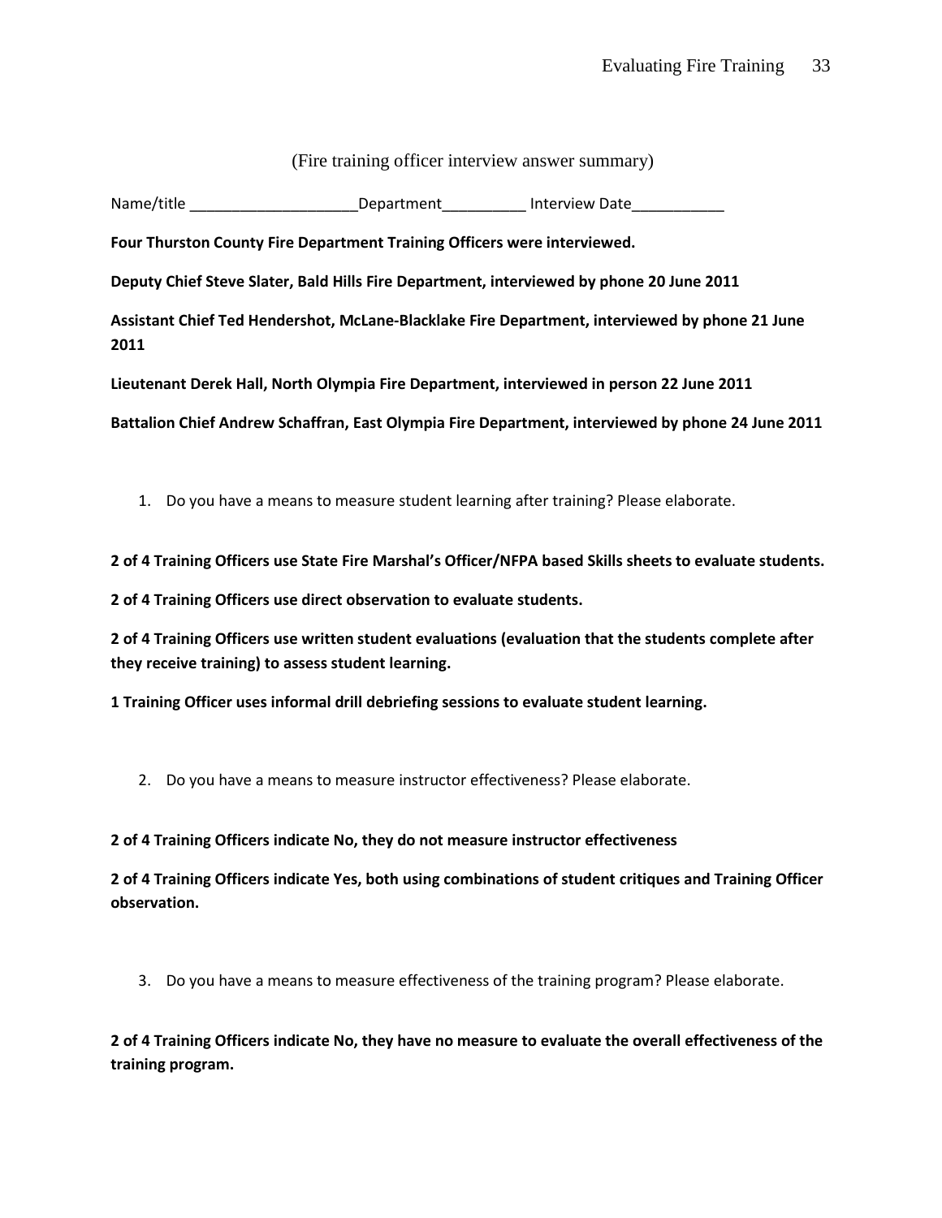(Fire training officer interview answer summary)

Name/title ____________________Department__________ Interview Date___________

**Four Thurston County Fire Department Training Officers were interviewed.**

**Deputy Chief Steve Slater, Bald Hills Fire Department, interviewed by phone 20 June 2011**

**Assistant Chief Ted Hendershot, McLane-Blacklake Fire Department, interviewed by phone 21 June 2011**

**Lieutenant Derek Hall, North Olympia Fire Department, interviewed in person 22 June 2011**

**Battalion Chief Andrew Schaffran, East Olympia Fire Department, interviewed by phone 24 June 2011**

1. Do you have a means to measure student learning after training? Please elaborate.

**2 of 4 Training Officers use State Fire Marshal's Officer/NFPA based Skills sheets to evaluate students.**

**2 of 4 Training Officers use direct observation to evaluate students.**

**2 of 4 Training Officers use written student evaluations (evaluation that the students complete after they receive training) to assess student learning.**

**1 Training Officer uses informal drill debriefing sessions to evaluate student learning.**

2. Do you have a means to measure instructor effectiveness? Please elaborate.

**2 of 4 Training Officers indicate No, they do not measure instructor effectiveness**

**2 of 4 Training Officers indicate Yes, both using combinations of student critiques and Training Officer observation.**

3. Do you have a means to measure effectiveness of the training program? Please elaborate.

**2 of 4 Training Officers indicate No, they have no measure to evaluate the overall effectiveness of the training program.**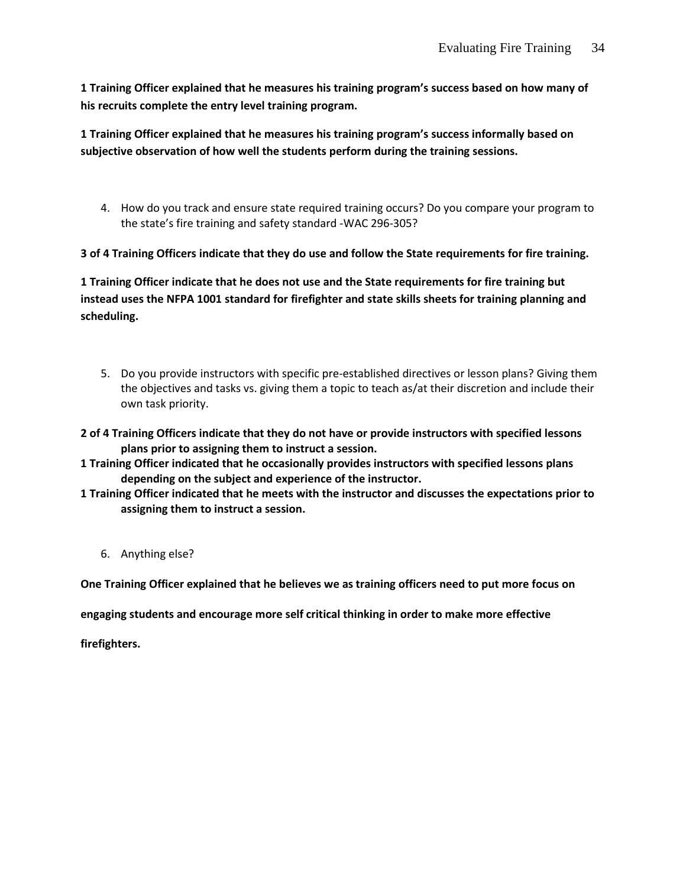**1 Training Officer explained that he measures his training program's success based on how many of his recruits complete the entry level training program.**

**1 Training Officer explained that he measures his training program's success informally based on subjective observation of how well the students perform during the training sessions.**

4. How do you track and ensure state required training occurs? Do you compare your program to the state's fire training and safety standard -WAC 296-305?

**3 of 4 Training Officers indicate that they do use and follow the State requirements for fire training.**

**1 Training Officer indicate that he does not use and the State requirements for fire training but instead uses the NFPA 1001 standard for firefighter and state skills sheets for training planning and scheduling.**

5. Do you provide instructors with specific pre-established directives or lesson plans? Giving them the objectives and tasks vs. giving them a topic to teach as/at their discretion and include their own task priority.

**2 of 4 Training Officers indicate that they do not have or provide instructors with specified lessons plans prior to assigning them to instruct a session.**

**1 Training Officer indicated that he occasionally provides instructors with specified lessons plans depending on the subject and experience of the instructor.**

**1 Training Officer indicated that he meets with the instructor and discusses the expectations prior to assigning them to instruct a session.**

6. Anything else?

**One Training Officer explained that he believes we as training officers need to put more focus on engaging students and encourage more self critical thinking in order to make more effective firefighters.**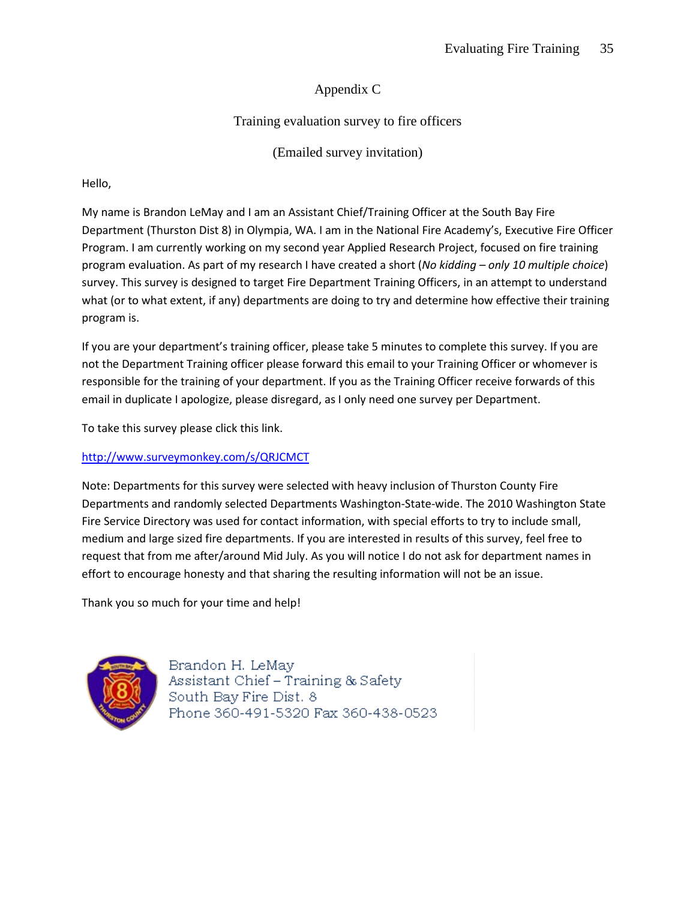# Appendix C

## Training evaluation survey to fire officers

(Emailed survey invitation)

Hello,

My name is Brandon LeMay and I am an Assistant Chief/Training Officer at the South Bay Fire Department (Thurston Dist 8) in Olympia, WA. I am in the National Fire Academy's, Executive Fire Officer Program. I am currently working on my second year Applied Research Project, focused on fire training program evaluation. As part of my research I have created a short (*No kidding – only 10 multiple choice*) survey. This survey is designed to target Fire Department Training Officers, in an attempt to understand what (or to what extent, if any) departments are doing to try and determine how effective their training program is.

If you are your department's training officer, please take 5 minutes to complete this survey. If you are not the Department Training officer please forward this email to your Training Officer or whomever is responsible for the training of your department. If you as the Training Officer receive forwards of this email in duplicate I apologize, please disregard, as I only need one survey per Department.

To take this survey please click this link.

http://www.surveymonkey.com/s/QRJCMCT

Note: Departments for this survey were selected with heavy inclusion of Thurston County Fire Departments and randomly selected Departments Washington-State-wide. The 2010 Washington State Fire Service Directory was used for contact information, with special efforts to try to include small, medium and large sized fire departments. If you are interested in results of this survey, feel free to request that from me after/around Mid July. As you will notice I do not ask for department names in effort to encourage honesty and that sharing the resulting information will not be an issue.

Thank you so much for your time and help!

Brandon H. LeMay
Assistant Chief – Training & Safety
South Bay Fire Dist. 8
Phone 360-491-5320 Fax 360-438-0523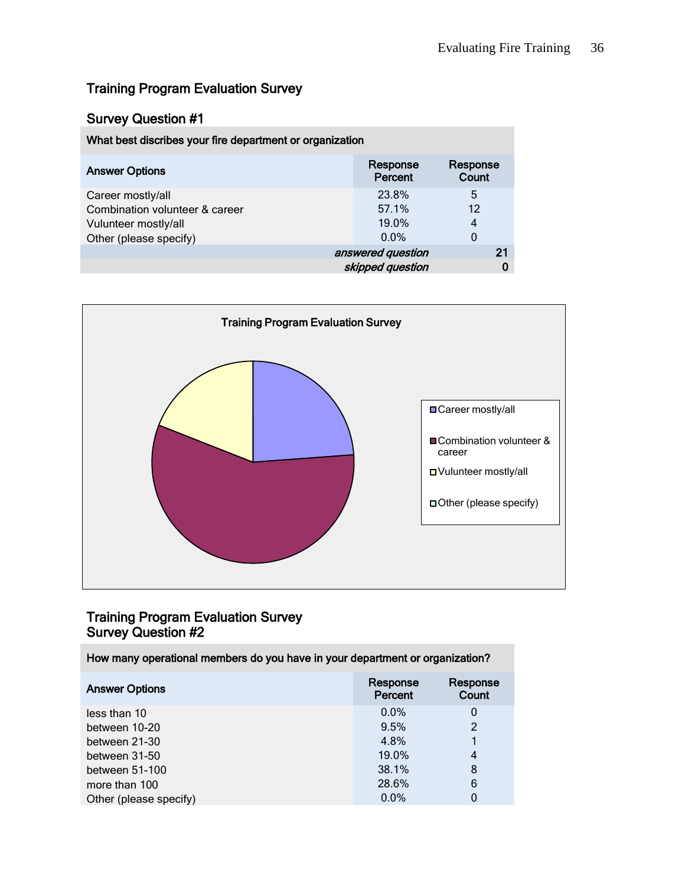## Training Program Evaluation Survey

### Survey Question #1

| What best discribes your fire department or organization | | |
|---|---|---|
| **Answer Options** | **Response Percent** | **Response Count** |
| Career mostly/all | 23.8% | 5 |
| Combination volunteer & career | 57.1% | 12 |
| Vulunteer mostly/all | 19.0% | 4 |
| Other (please specify) | 0.0% | 0 |
| | *answered question* | 21 |
| | *skipped question* | 0 |

**Training Program Evaluation Survey**

- Career mostly/all
- Combination volunteer & career
- Vulunteer mostly/all
- Other (please specify)

## Training Program Evaluation Survey
### Survey Question #2

| How many operational members do you have in your department or organization? | | |
|---|---|---|
| **Answer Options** | **Response Percent** | **Response Count** |
| less than 10 | 0.0% | 0 |
| between 10-20 | 9.5% | 2 |
| between 21-30 | 4.8% | 1 |
| between 31-50 | 19.0% | 4 |
| between 51-100 | 38.1% | 8 |
| more than 100 | 28.6% | 6 |
| Other (please specify) | 0.0% | 0 |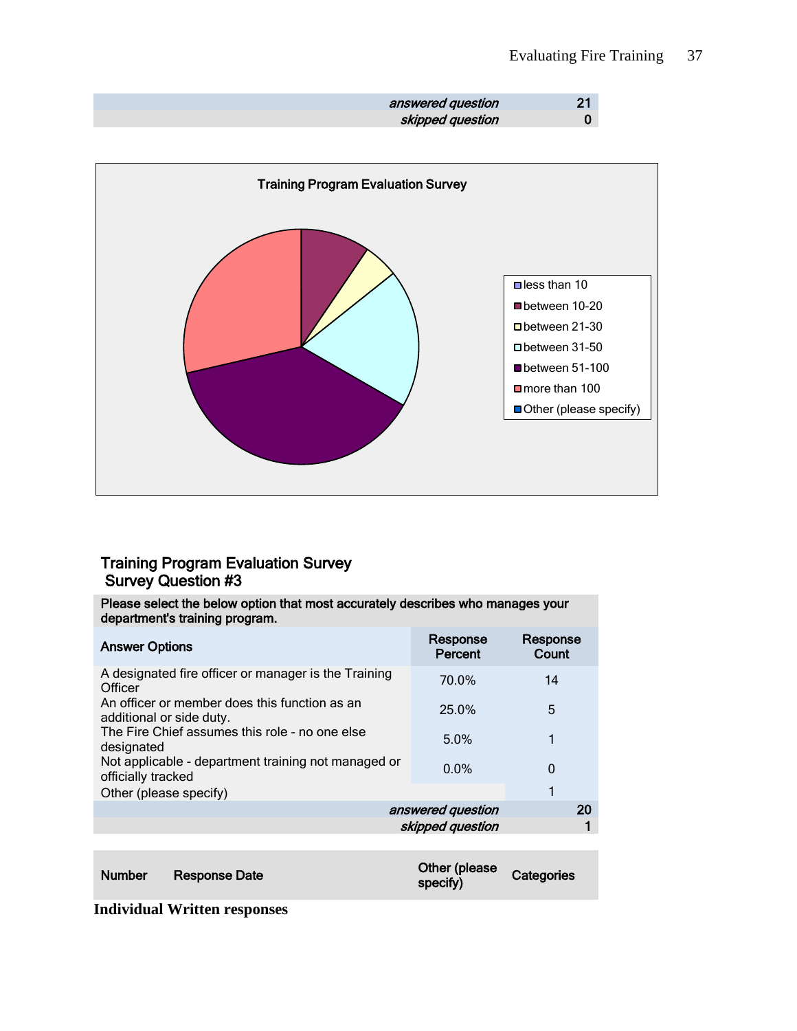| | |
|---|---|
| *answered question* | 21 |
| *skipped question* | 0 |

Training Program Evaluation Survey

- less than 10
- between 10-20
- between 21-30
- between 31-50
- between 51-100
- more than 100
- Other (please specify)

## Training Program Evaluation Survey
## Survey Question #3

| Please select the below option that most accurately describes who manages your department's training program. | | |
|---|---|---|
| **Answer Options** | **Response Percent** | **Response Count** |
| A designated fire officer or manager is the Training Officer | 70.0% | 14 |
| An officer or member does this function as an additional or side duty. | 25.0% | 5 |
| The Fire Chief assumes this role - no one else designated | 5.0% | 1 |
| Not applicable - department training not managed or officially tracked | 0.0% | 0 |
| Other (please specify) | | 1 |
| *answered question* | | 20 |
| *skipped question* | | 1 |

| Number | Response Date | Other (please specify) | Categories |
|---|---|---|---|

**Individual Written responses**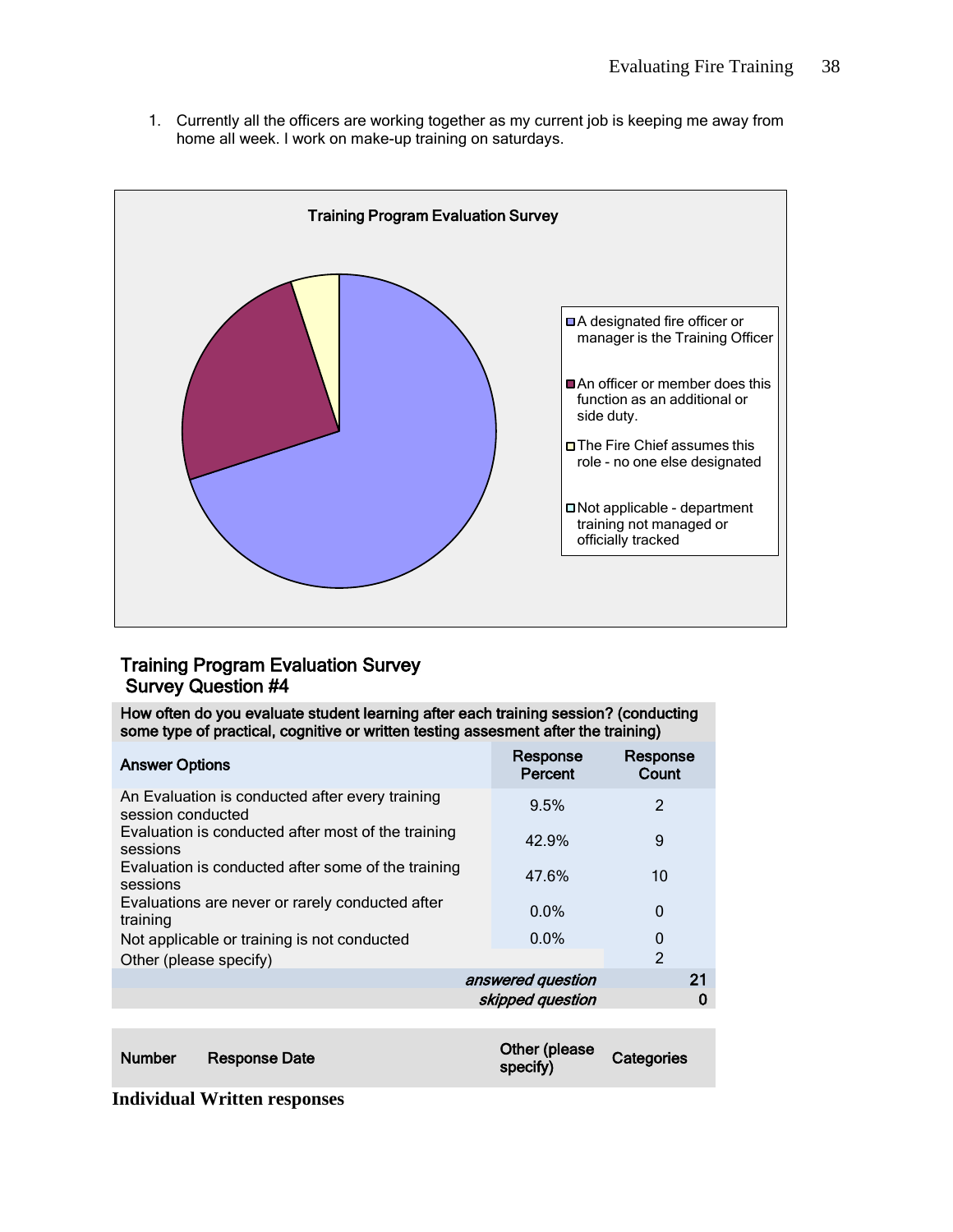1. Currently all the officers are working together as my current job is keeping me away from home all week. I work on make-up training on saturdays.

**Training Program Evaluation Survey**

- A designated fire officer or manager is the Training Officer
- An officer or member does this function as an additional or side duty.
- The Fire Chief assumes this role - no one else designated
- Not applicable - department training not managed or officially tracked

## Training Program Evaluation Survey
### Survey Question #4

| How often do you evaluate student learning after each training session? (conducting some type of practical, cognitive or written testing assesment after the training) | | |
|---|---|---|
| **Answer Options** | **Response Percent** | **Response Count** |
| An Evaluation is conducted after every training session conducted | 9.5% | 2 |
| Evaluation is conducted after most of the training sessions | 42.9% | 9 |
| Evaluation is conducted after some of the training sessions | 47.6% | 10 |
| Evaluations are never or rarely conducted after training | 0.0% | 0 |
| Not applicable or training is not conducted | 0.0% | 0 |
| Other (please specify) | | 2 |
| | *answered question* | **21** |
| | *skipped question* | **0** |

| Number | Response Date | Other (please specify) | Categories |
|---|---|---|---|

**Individual Written responses**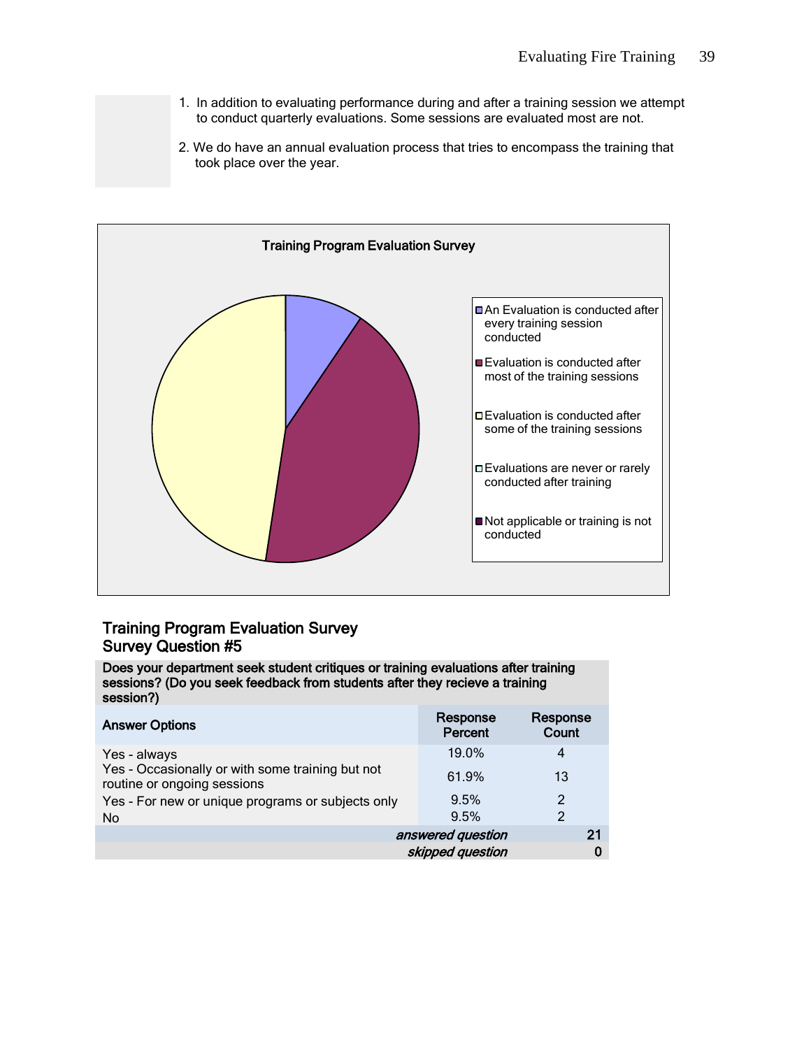1. In addition to evaluating performance during and after a training session we attempt to conduct quarterly evaluations. Some sessions are evaluated most are not.

2. We do have an annual evaluation process that tries to encompass the training that took place over the year.

**Training Program Evaluation Survey**

- An Evaluation is conducted after every training session conducted
- Evaluation is conducted after most of the training sessions
- Evaluation is conducted after some of the training sessions
- Evaluations are never or rarely conducted after training
- Not applicable or training is not conducted

## Training Program Evaluation Survey
## Survey Question #5

| Does your department seek student critiques or training evaluations after training sessions? (Do you seek feedback from students after they recieve a training session?) | | |
|---|---|---|
| **Answer Options** | **Response Percent** | **Response Count** |
| Yes - always | 19.0% | 4 |
| Yes - Occasionally or with some training but not routine or ongoing sessions | 61.9% | 13 |
| Yes - For new or unique programs or subjects only | 9.5% | 2 |
| No | 9.5% | 2 |
| | ***answered question*** | **21** |
| | ***skipped question*** | **0** |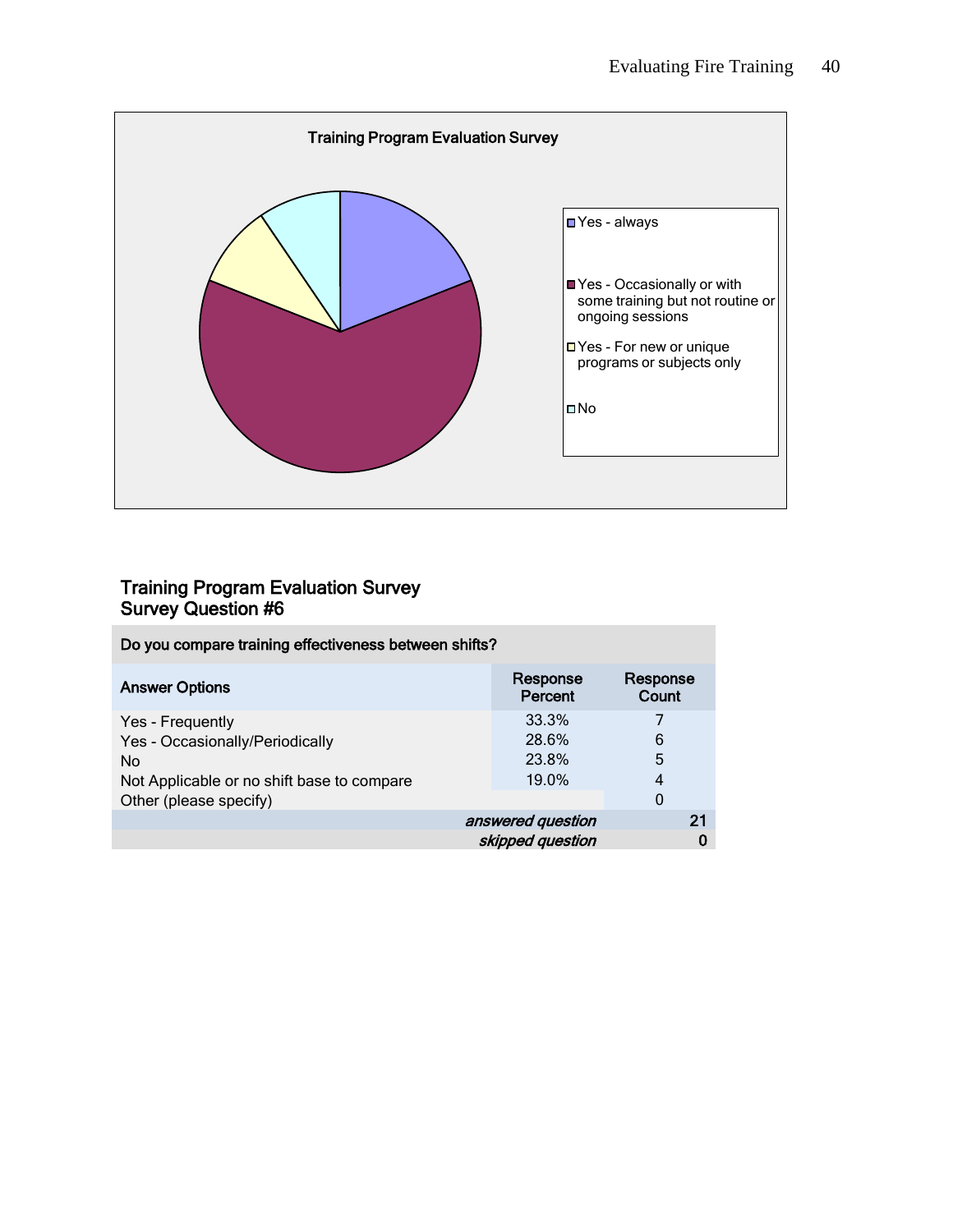Training Program Evaluation Survey

- Yes - always
- Yes - Occasionally or with some training but not routine or ongoing sessions
- Yes - For new or unique programs or subjects only
- No

## Training Program Evaluation Survey
## Survey Question #6

| Do you compare training effectiveness between shifts? | | |
|---|---|---|
| **Answer Options** | **Response Percent** | **Response Count** |
| Yes - Frequently | 33.3% | 7 |
| Yes - Occasionally/Periodically | 28.6% | 6 |
| No | 23.8% | 5 |
| Not Applicable or no shift base to compare | 19.0% | 4 |
| Other (please specify) | | 0 |
| | ***answered question*** | **21** |
| | ***skipped question*** | **0** |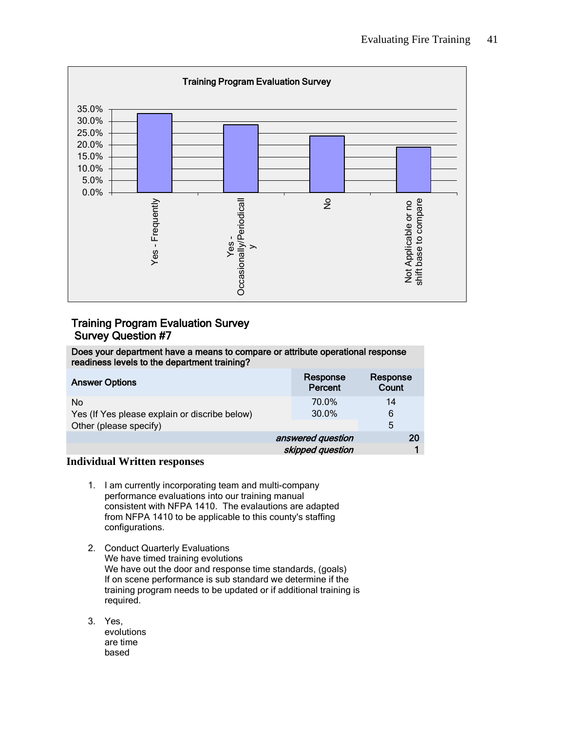**Training Program Evaluation Survey**

| Answer | Percent |
|---|---|
| Yes - Frequently | ~33% |
| Yes - Occasionally/Periodically | ~28.5% |
| No | ~24% |
| Not Applicable or no shift base to compare | ~19% |

## Training Program Evaluation Survey
## Survey Question #7

| Does your department have a means to compare or attribute operational response readiness levels to the department training? | | |
|---|---|---|
| **Answer Options** | **Response Percent** | **Response Count** |
| No | 70.0% | 14 |
| Yes (If Yes please explain or discribe below) | 30.0% | 6 |
| Other (please specify) | | 5 |
| *answered question* | | **20** |
| *skipped question* | | **1** |

**Individual Written responses**

1. I am currently incorporating team and multi-company performance evaluations into our training manual consistent with NFPA 1410. The evalautions are adapted from NFPA 1410 to be applicable to this county's staffing configurations.

2. Conduct Quarterly Evaluations
   We have timed training evolutions
   We have out the door and response time standards, (goals)
   If on scene performance is sub standard we determine if the training program needs to be updated or if additional training is required.

3. Yes,
   evolutions
   are time
   based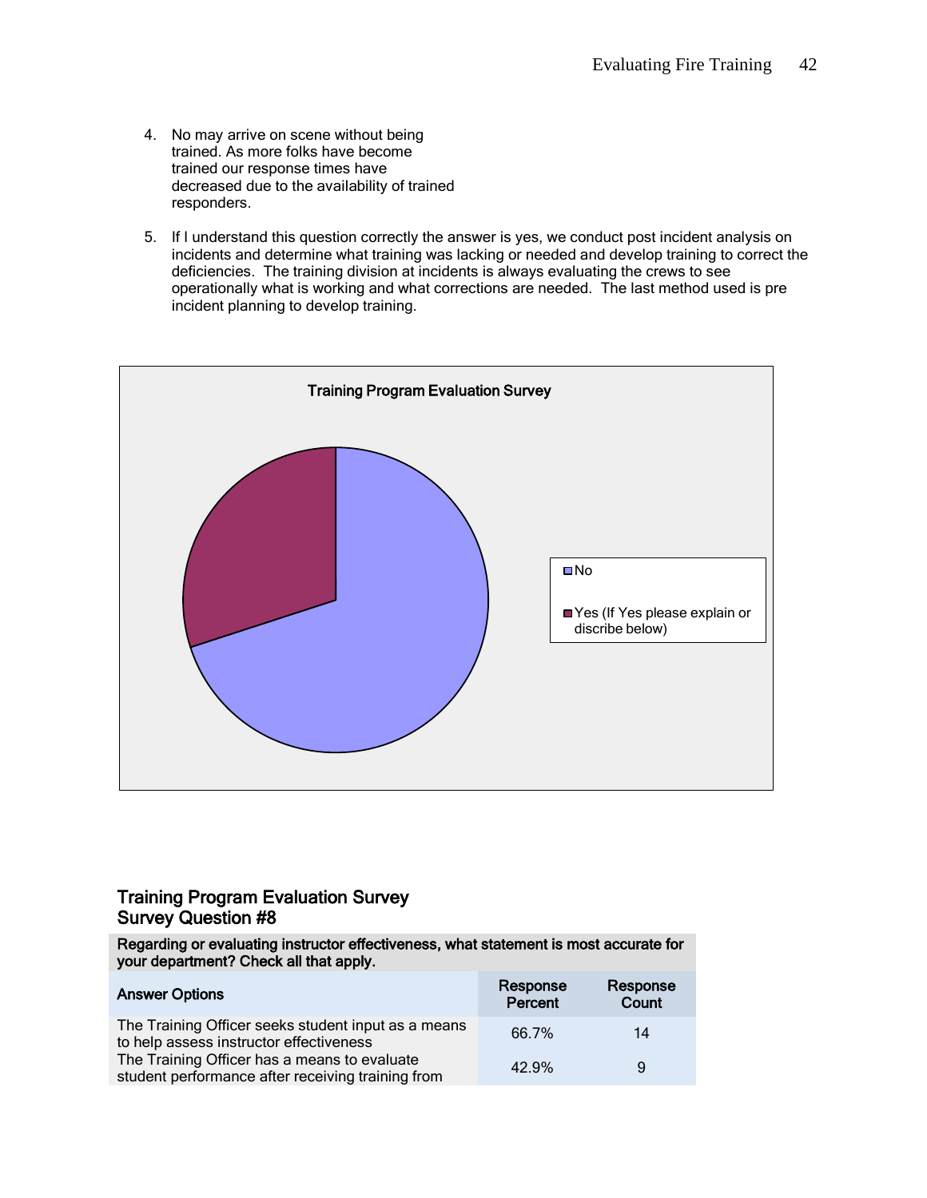4. No may arrive on scene without being trained. As more folks have become trained our response times have decreased due to the availability of trained responders.

5. If I understand this question correctly the answer is yes, we conduct post incident analysis on incidents and determine what training was lacking or needed and develop training to correct the deficiencies. The training division at incidents is always evaluating the crews to see operationally what is working and what corrections are needed. The last method used is pre incident planning to develop training.

**Training Program Evaluation Survey**

- No
- Yes (If Yes please explain or discribe below)

## Training Program Evaluation Survey
## Survey Question #8

**Regarding or evaluating instructor effectiveness, what statement is most accurate for your department? Check all that apply.**

| Answer Options | Response Percent | Response Count |
|---|---|---|
| The Training Officer seeks student input as a means to help assess instructor effectiveness | 66.7% | 14 |
| The Training Officer has a means to evaluate student performance after receiving training from | 42.9% | 9 |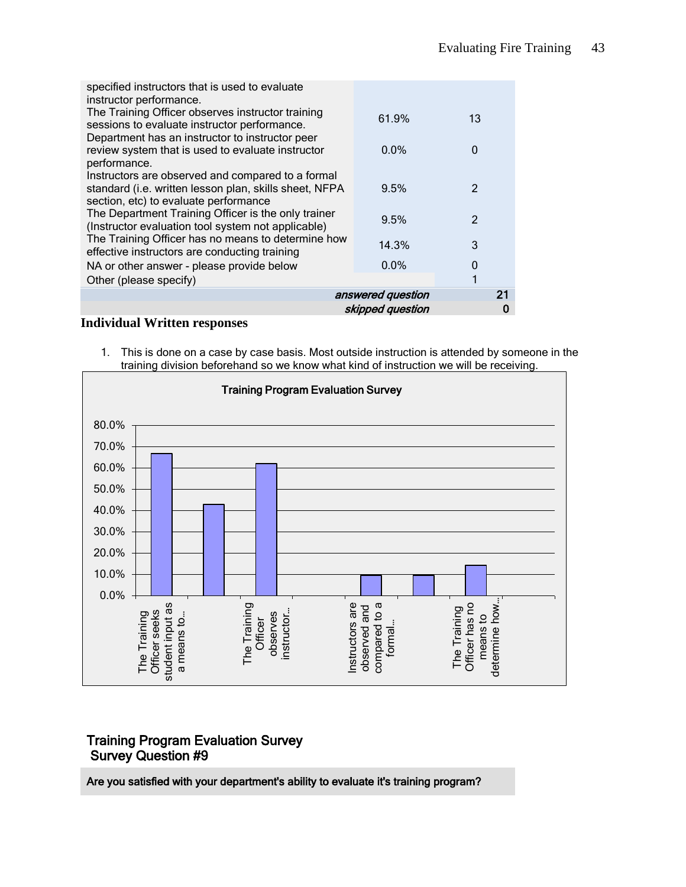| | | |
|---|---|---|
| specified instructors that is used to evaluate instructor performance. | | |
| The Training Officer observes instructor training sessions to evaluate instructor performance. | 61.9% | 13 |
| Department has an instructor to instructor peer review system that is used to evaluate instructor performance. | 0.0% | 0 |
| Instructors are observed and compared to a formal standard (i.e. written lesson plan, skills sheet, NFPA section, etc) to evaluate performance | 9.5% | 2 |
| The Department Training Officer is the only trainer (Instructor evaluation tool system not applicable) | 9.5% | 2 |
| The Training Officer has no means to determine how effective instructors are conducting training | 14.3% | 3 |
| NA or other answer - please provide below | 0.0% | 0 |
| Other (please specify) | | 1 |
| | *answered question* | 21 |
| | *skipped question* | 0 |

**Individual Written responses**

1. This is done on a case by case basis. Most outside instruction is attended by someone in the training division beforehand so we know what kind of instruction we will be receiving.

**Training Program Evaluation Survey**

| Category | Percent |
|---|---|
| The Training Officer seeks student input as a means to... | ~67% |
| | ~43% |
| The Training Officer observes instructor... | 61.9% |
| | 0.0% |
| Instructors are observed and compared to a formal... | 9.5% |
| | 9.5% |
| The Training Officer has no means to determine how... | 14.3% |
| | 0.0% |

## Training Program Evaluation Survey
## Survey Question #9

**Are you satisfied with your department's ability to evaluate it's training program?**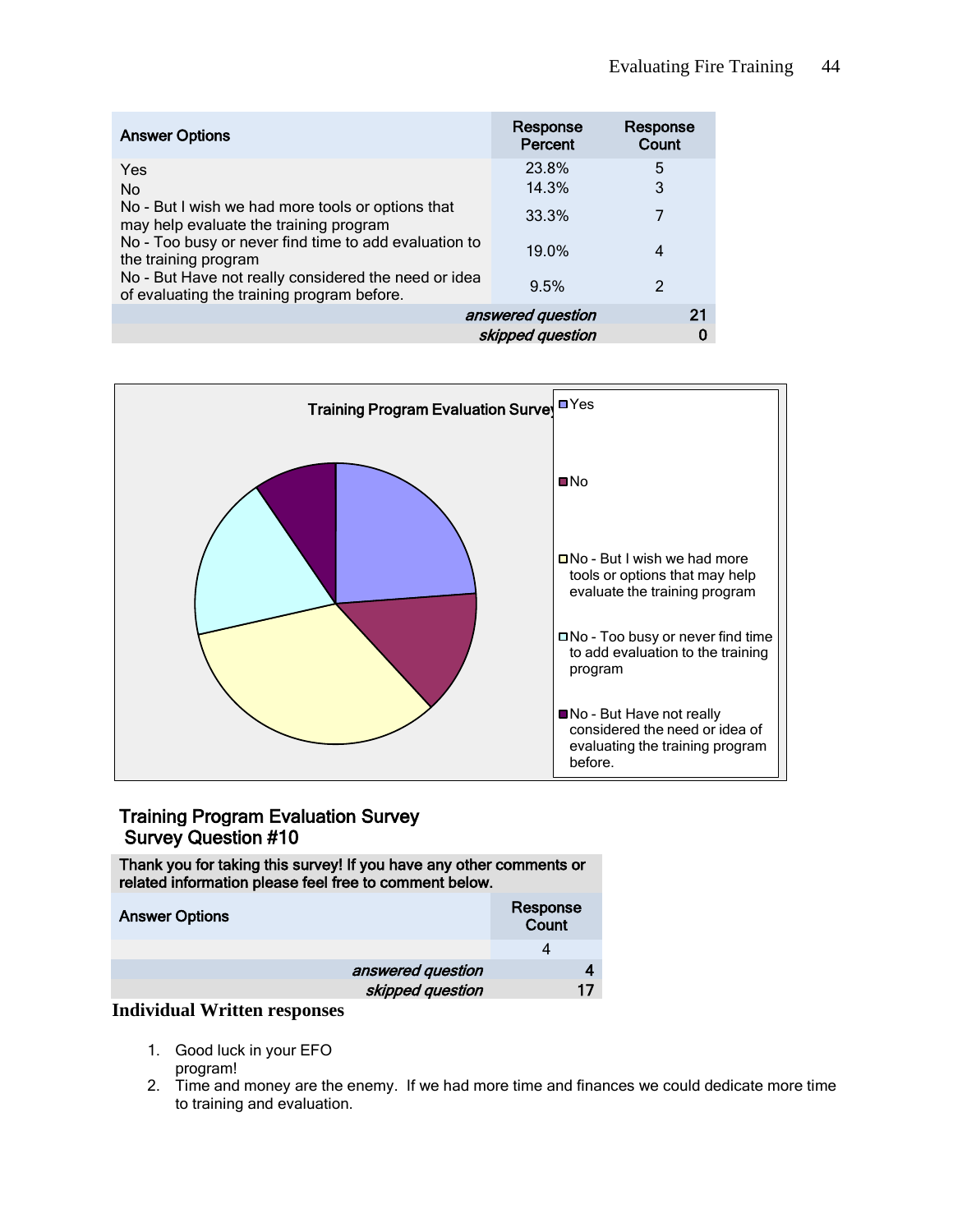| Answer Options | Response Percent | Response Count |
|---|---|---|
| Yes | 23.8% | 5 |
| No | 14.3% | 3 |
| No - But I wish we had more tools or options that may help evaluate the training program | 33.3% | 7 |
| No - Too busy or never find time to add evaluation to the training program | 19.0% | 4 |
| No - But Have not really considered the need or idea of evaluating the training program before. | 9.5% | 2 |
| *answered question* | | 21 |
| *skipped question* | | 0 |

Training Program Evaluation Survey

- Yes
- No
- No - But I wish we had more tools or options that may help evaluate the training program
- No - Too busy or never find time to add evaluation to the training program
- No - But Have not really considered the need or idea of evaluating the training program before.

## Training Program Evaluation Survey
## Survey Question #10

| Thank you for taking this survey! If you have any other comments or related information please feel free to comment below. | |
|---|---|
| **Answer Options** | **Response Count** |
| | 4 |
| *answered question* | 4 |
| *skipped question* | 17 |

**Individual Written responses**

1. Good luck in your EFO program!
2. Time and money are the enemy. If we had more time and finances we could dedicate more time to training and evaluation.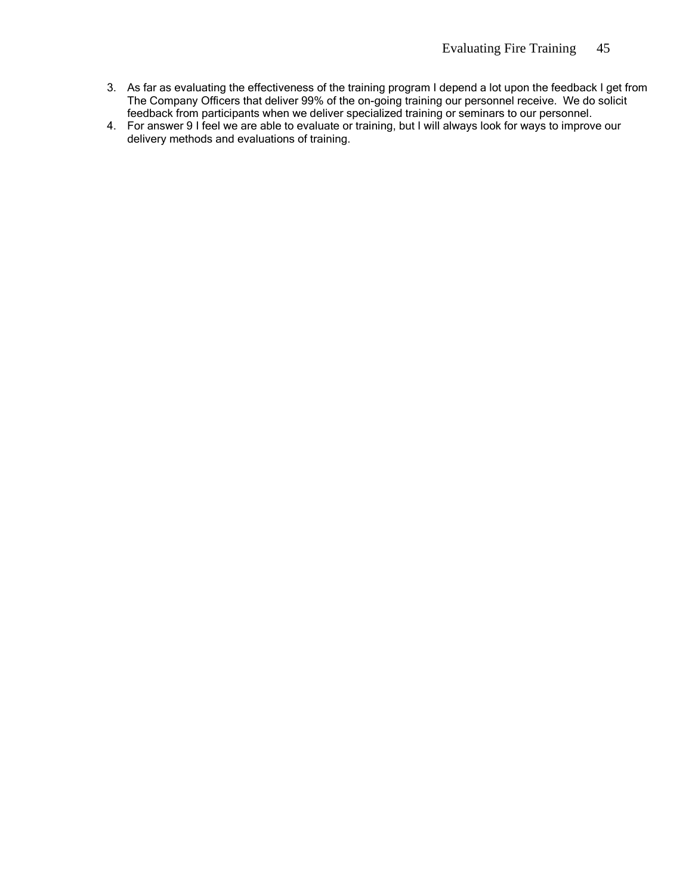3. As far as evaluating the effectiveness of the training program I depend a lot upon the feedback I get from The Company Officers that deliver 99% of the on-going training our personnel receive. We do solicit feedback from participants when we deliver specialized training or seminars to our personnel.
4. For answer 9 I feel we are able to evaluate or training, but I will always look for ways to improve our delivery methods and evaluations of training.